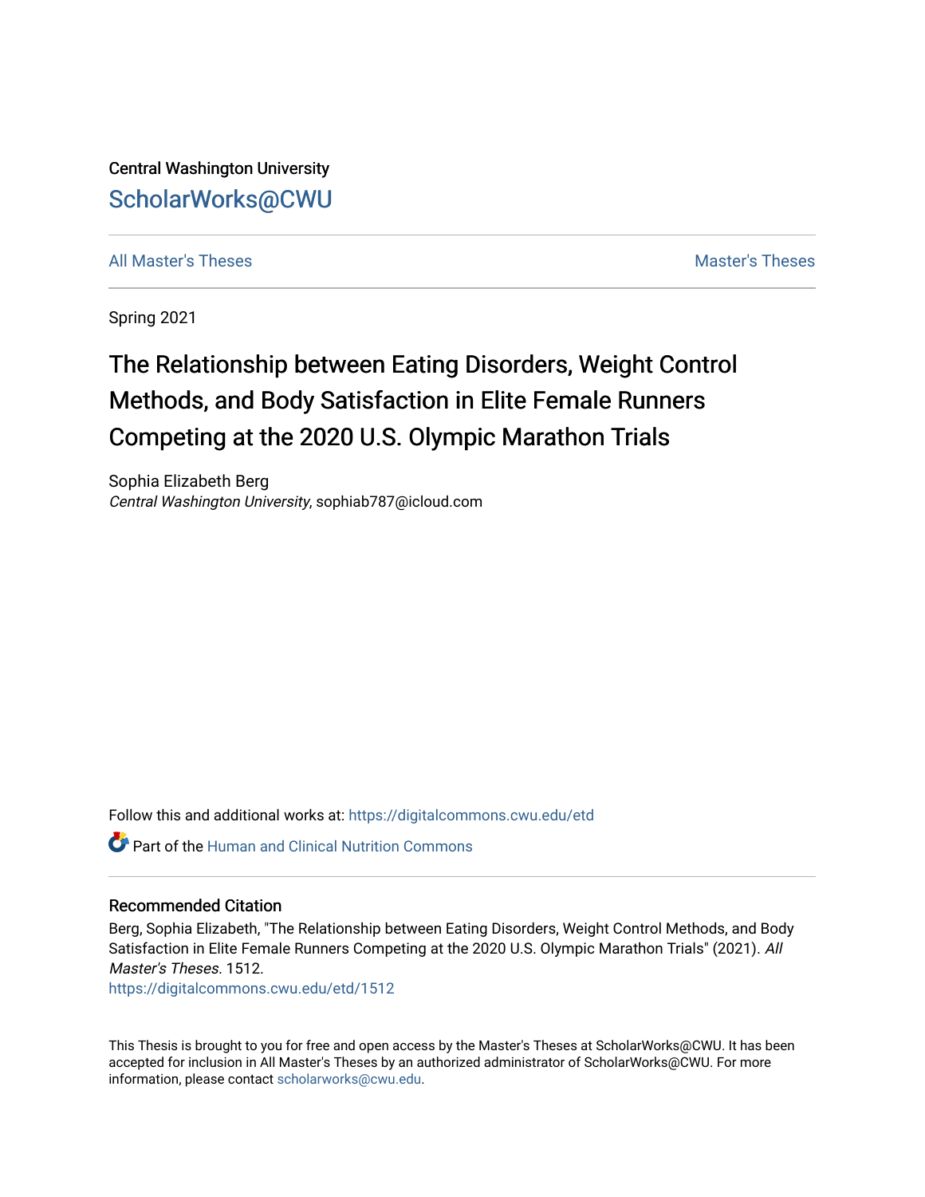Central Washington University

ScholarWorks@CWU

All Master's Theses | Master's Theses

Spring 2021

# The Relationship between Eating Disorders, Weight Control Methods, and Body Satisfaction in Elite Female Runners Competing at the 2020 U.S. Olympic Marathon Trials

Sophia Elizabeth Berg
*Central Washington University*, sophiab787@icloud.com

Follow this and additional works at: https://digitalcommons.cwu.edu/etd

Part of the Human and Clinical Nutrition Commons

## Recommended Citation

Berg, Sophia Elizabeth, "The Relationship between Eating Disorders, Weight Control Methods, and Body Satisfaction in Elite Female Runners Competing at the 2020 U.S. Olympic Marathon Trials" (2021). *All Master's Theses*. 1512.
https://digitalcommons.cwu.edu/etd/1512

This Thesis is brought to you for free and open access by the Master's Theses at ScholarWorks@CWU. It has been accepted for inclusion in All Master's Theses by an authorized administrator of ScholarWorks@CWU. For more information, please contact scholarworks@cwu.edu.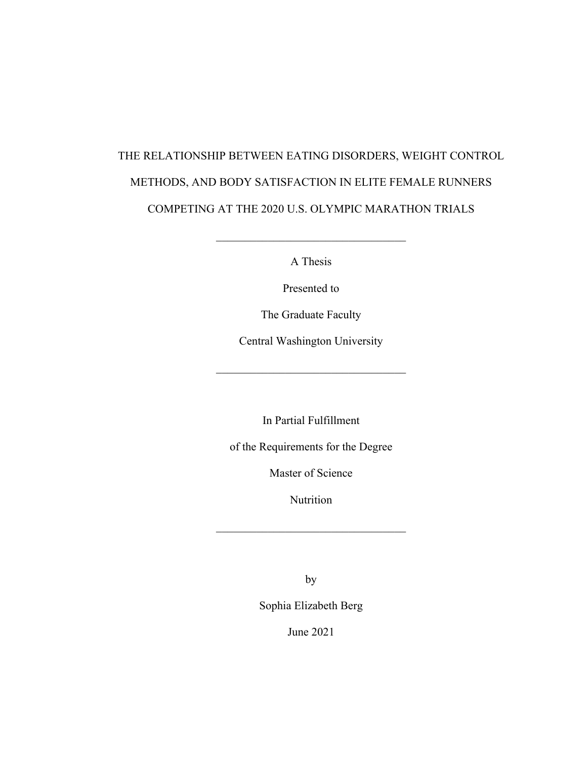# THE RELATIONSHIP BETWEEN EATING DISORDERS, WEIGHT CONTROL METHODS, AND BODY SATISFACTION IN ELITE FEMALE RUNNERS COMPETING AT THE 2020 U.S. OLYMPIC MARATHON TRIALS

---

A Thesis

Presented to

The Graduate Faculty

Central Washington University

---

In Partial Fulfillment

of the Requirements for the Degree

Master of Science

Nutrition

---

by

Sophia Elizabeth Berg

June 2021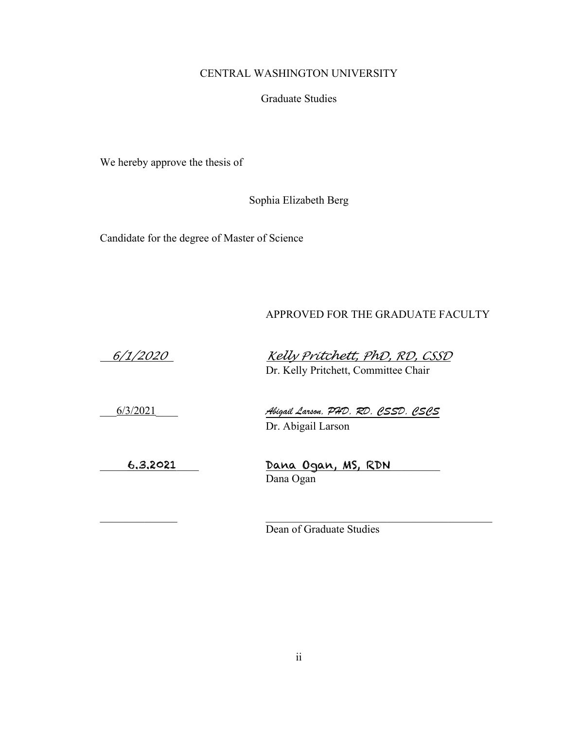CENTRAL WASHINGTON UNIVERSITY

Graduate Studies

We hereby approve the thesis of

Sophia Elizabeth Berg

Candidate for the degree of Master of Science

APPROVED FOR THE GRADUATE FACULTY

| Date | Signature |
| --- | --- |
| 6/1/2020 | Kelly Pritchett, PhD, RD, CSSD<br>Dr. Kelly Pritchett, Committee Chair |
| 6/3/2021 | Abigail Larson, PHD, RD, CSSD, CSCS<br>Dr. Abigail Larson |
| 6.3.2021 | Dana Ogan, MS, RDN<br>Dana Ogan |
| ______________ | ______________________________<br>Dean of Graduate Studies |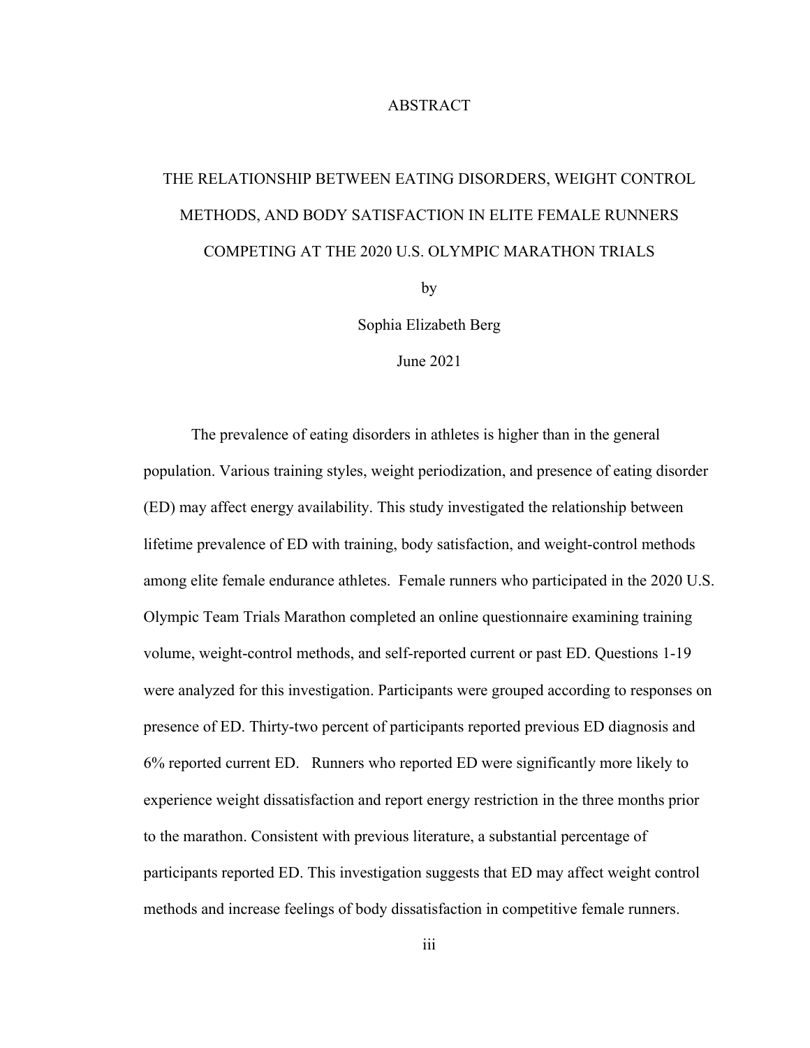# ABSTRACT

## THE RELATIONSHIP BETWEEN EATING DISORDERS, WEIGHT CONTROL METHODS, AND BODY SATISFACTION IN ELITE FEMALE RUNNERS COMPETING AT THE 2020 U.S. OLYMPIC MARATHON TRIALS

by

Sophia Elizabeth Berg

June 2021

The prevalence of eating disorders in athletes is higher than in the general population. Various training styles, weight periodization, and presence of eating disorder (ED) may affect energy availability. This study investigated the relationship between lifetime prevalence of ED with training, body satisfaction, and weight-control methods among elite female endurance athletes. Female runners who participated in the 2020 U.S. Olympic Team Trials Marathon completed an online questionnaire examining training volume, weight-control methods, and self-reported current or past ED. Questions 1-19 were analyzed for this investigation. Participants were grouped according to responses on presence of ED. Thirty-two percent of participants reported previous ED diagnosis and 6% reported current ED. Runners who reported ED were significantly more likely to experience weight dissatisfaction and report energy restriction in the three months prior to the marathon. Consistent with previous literature, a substantial percentage of participants reported ED. This investigation suggests that ED may affect weight control methods and increase feelings of body dissatisfaction in competitive female runners.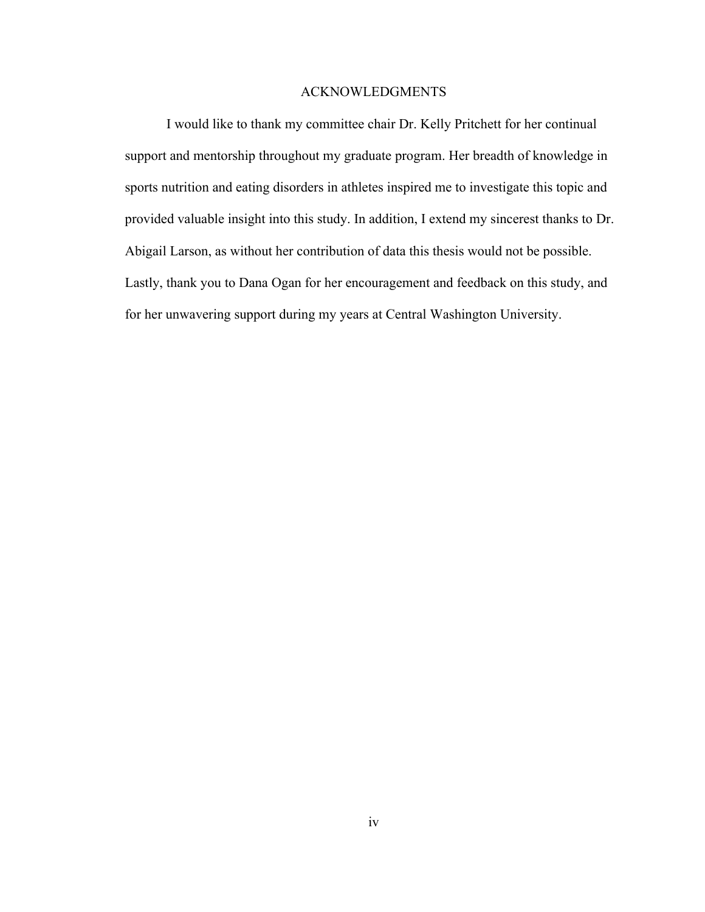# ACKNOWLEDGMENTS

I would like to thank my committee chair Dr. Kelly Pritchett for her continual support and mentorship throughout my graduate program. Her breadth of knowledge in sports nutrition and eating disorders in athletes inspired me to investigate this topic and provided valuable insight into this study. In addition, I extend my sincerest thanks to Dr. Abigail Larson, as without her contribution of data this thesis would not be possible. Lastly, thank you to Dana Ogan for her encouragement and feedback on this study, and for her unwavering support during my years at Central Washington University.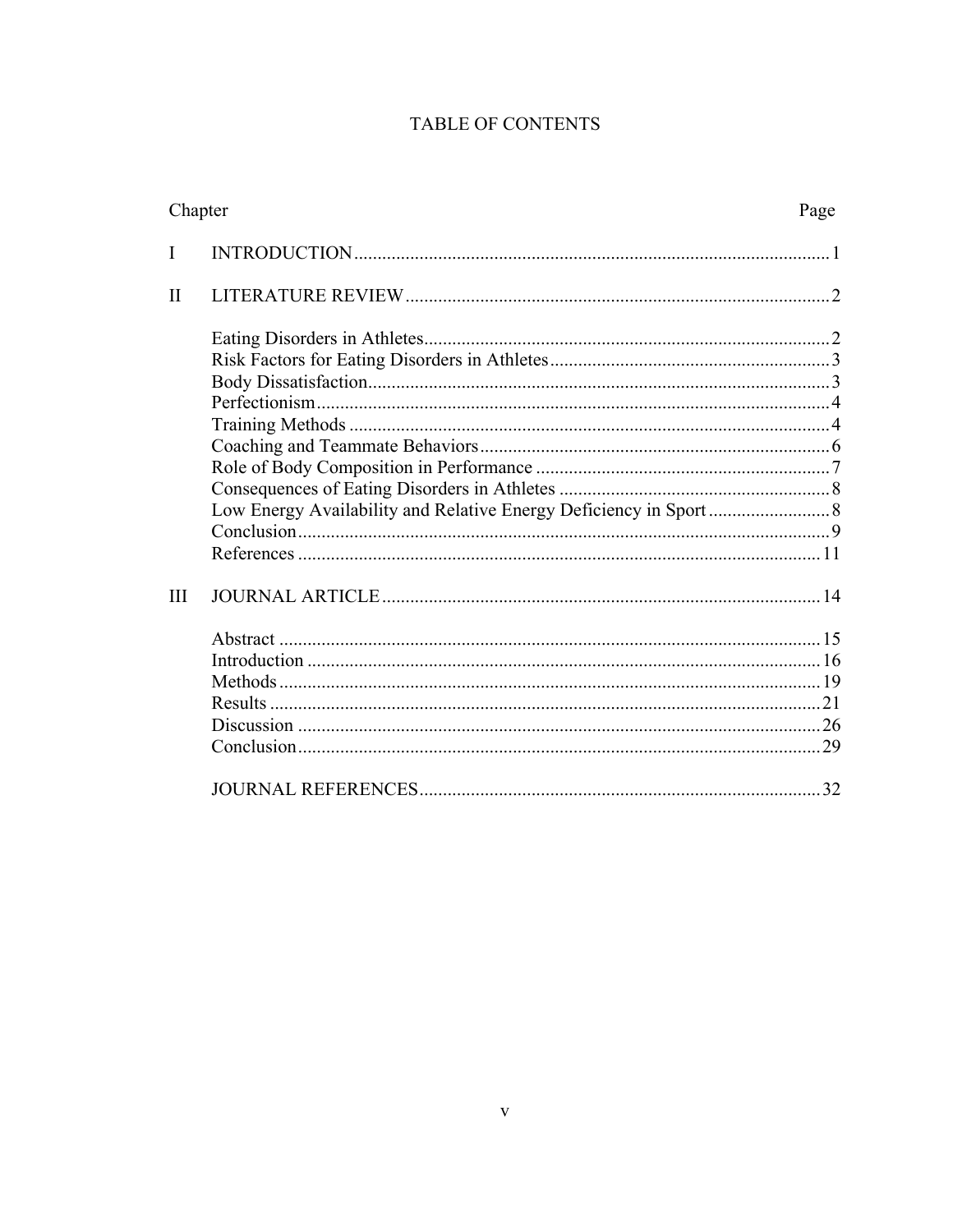# TABLE OF CONTENTS

| Chapter | | Page |
|---|---|---|
| I | INTRODUCTION | 1 |
| II | LITERATURE REVIEW | 2 |
| | Eating Disorders in Athletes | 2 |
| | Risk Factors for Eating Disorders in Athletes | 3 |
| | Body Dissatisfaction | 3 |
| | Perfectionism | 4 |
| | Training Methods | 4 |
| | Coaching and Teammate Behaviors | 6 |
| | Role of Body Composition in Performance | 7 |
| | Consequences of Eating Disorders in Athletes | 8 |
| | Low Energy Availability and Relative Energy Deficiency in Sport | 8 |
| | Conclusion | 9 |
| | References | 11 |
| III | JOURNAL ARTICLE | 14 |
| | Abstract | 15 |
| | Introduction | 16 |
| | Methods | 19 |
| | Results | 21 |
| | Discussion | 26 |
| | Conclusion | 29 |
| | JOURNAL REFERENCES | 32 |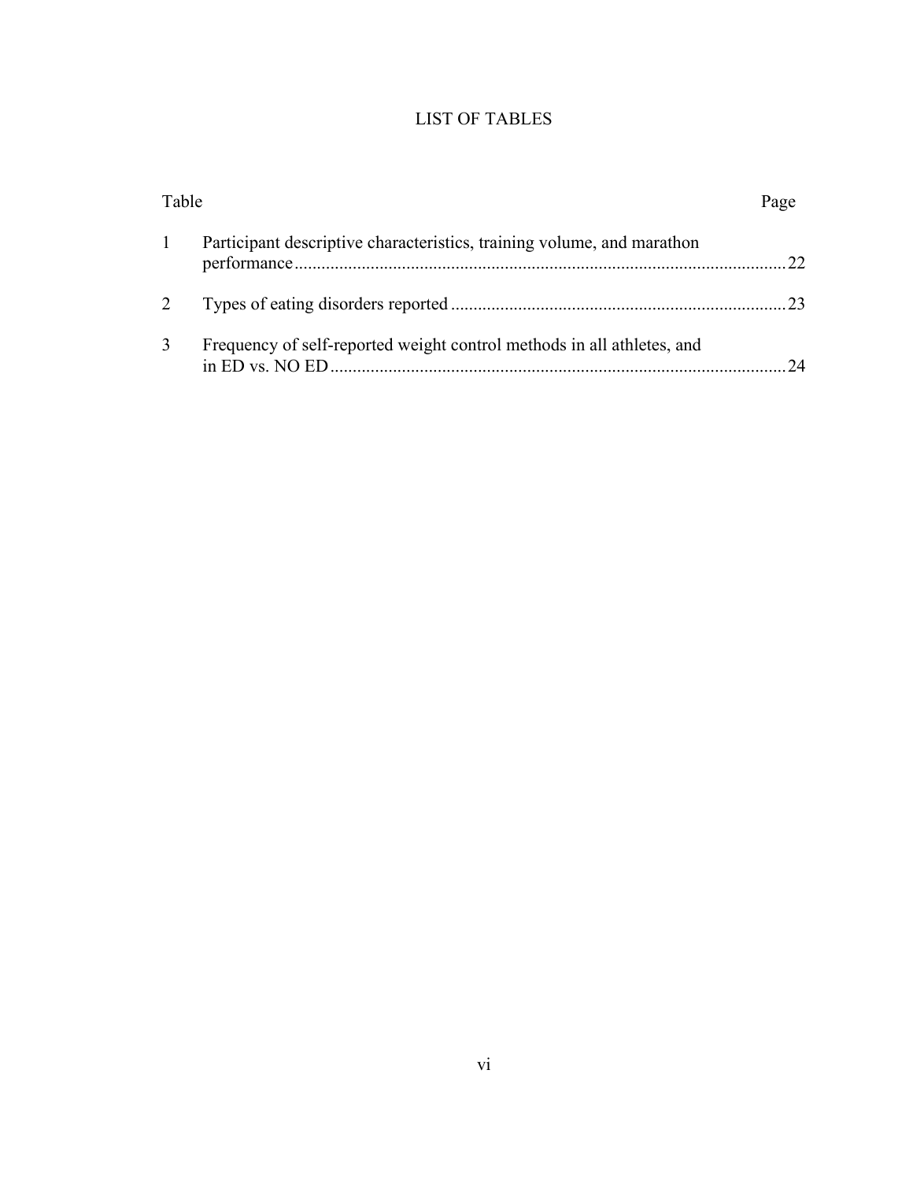# LIST OF TABLES

| Table | | Page |
|---|---|---|
| 1 | Participant descriptive characteristics, training volume, and marathon performance | 22 |
| 2 | Types of eating disorders reported | 23 |
| 3 | Frequency of self-reported weight control methods in all athletes, and in ED vs. NO ED | 24 |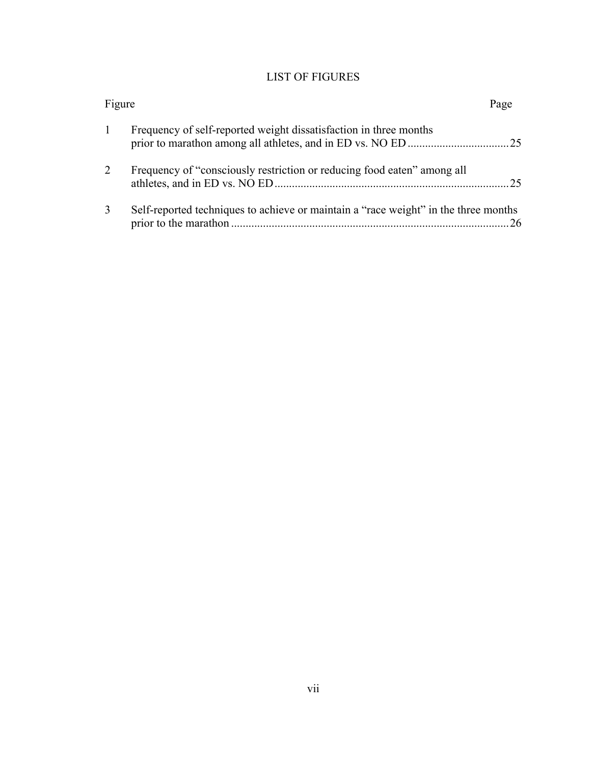# LIST OF FIGURES

| Figure | | Page |
|---|---|---|
| 1 | Frequency of self-reported weight dissatisfaction in three months prior to marathon among all athletes, and in ED vs. NO ED | 25 |
| 2 | Frequency of "consciously restriction or reducing food eaten" among all athletes, and in ED vs. NO ED | 25 |
| 3 | Self-reported techniques to achieve or maintain a "race weight" in the three months prior to the marathon | 26 |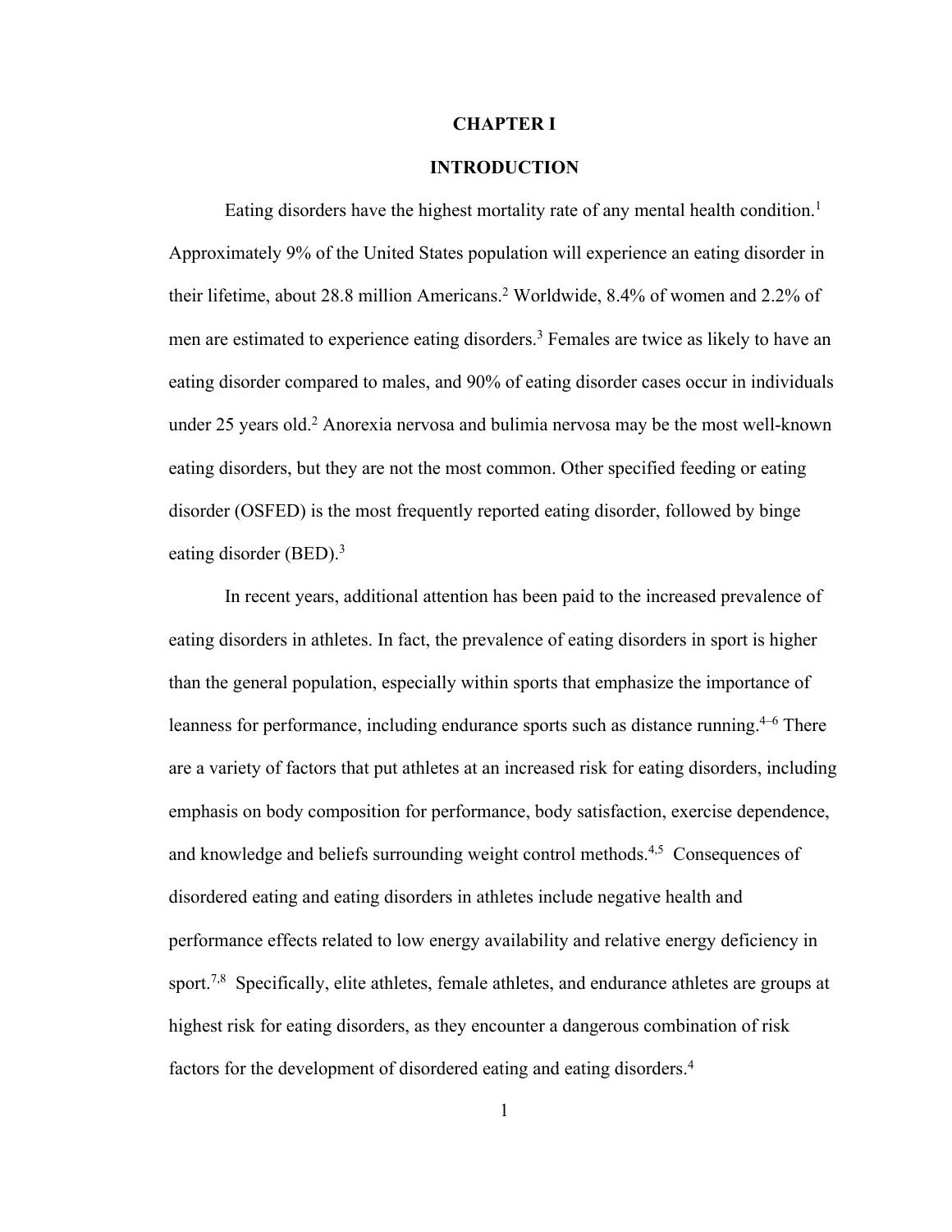# CHAPTER I

## INTRODUCTION

Eating disorders have the highest mortality rate of any mental health condition.[1] Approximately 9% of the United States population will experience an eating disorder in their lifetime, about 28.8 million Americans.[2] Worldwide, 8.4% of women and 2.2% of men are estimated to experience eating disorders.[3] Females are twice as likely to have an eating disorder compared to males, and 90% of eating disorder cases occur in individuals under 25 years old.[2] Anorexia nervosa and bulimia nervosa may be the most well-known eating disorders, but they are not the most common. Other specified feeding or eating disorder (OSFED) is the most frequently reported eating disorder, followed by binge eating disorder (BED).[3]

In recent years, additional attention has been paid to the increased prevalence of eating disorders in athletes. In fact, the prevalence of eating disorders in sport is higher than the general population, especially within sports that emphasize the importance of leanness for performance, including endurance sports such as distance running.[4–6] There are a variety of factors that put athletes at an increased risk for eating disorders, including emphasis on body composition for performance, body satisfaction, exercise dependence, and knowledge and beliefs surrounding weight control methods.[4,5] Consequences of disordered eating and eating disorders in athletes include negative health and performance effects related to low energy availability and relative energy deficiency in sport.[7,8] Specifically, elite athletes, female athletes, and endurance athletes are groups at highest risk for eating disorders, as they encounter a dangerous combination of risk factors for the development of disordered eating and eating disorders.[4]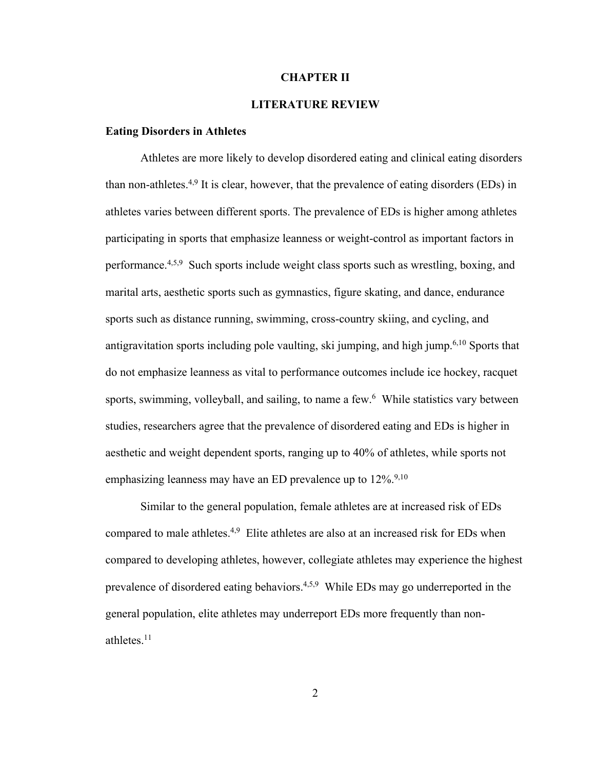# CHAPTER II

# LITERATURE REVIEW

## Eating Disorders in Athletes

Athletes are more likely to develop disordered eating and clinical eating disorders than non-athletes.[4,9] It is clear, however, that the prevalence of eating disorders (EDs) in athletes varies between different sports. The prevalence of EDs is higher among athletes participating in sports that emphasize leanness or weight-control as important factors in performance.[4,5,9] Such sports include weight class sports such as wrestling, boxing, and marital arts, aesthetic sports such as gymnastics, figure skating, and dance, endurance sports such as distance running, swimming, cross-country skiing, and cycling, and antigravitation sports including pole vaulting, ski jumping, and high jump.[6,10] Sports that do not emphasize leanness as vital to performance outcomes include ice hockey, racquet sports, swimming, volleyball, and sailing, to name a few.[6] While statistics vary between studies, researchers agree that the prevalence of disordered eating and EDs is higher in aesthetic and weight dependent sports, ranging up to 40% of athletes, while sports not emphasizing leanness may have an ED prevalence up to 12%.[9,10]

Similar to the general population, female athletes are at increased risk of EDs compared to male athletes.[4,9] Elite athletes are also at an increased risk for EDs when compared to developing athletes, however, collegiate athletes may experience the highest prevalence of disordered eating behaviors.[4,5,9] While EDs may go underreported in the general population, elite athletes may underreport EDs more frequently than non-athletes.[11]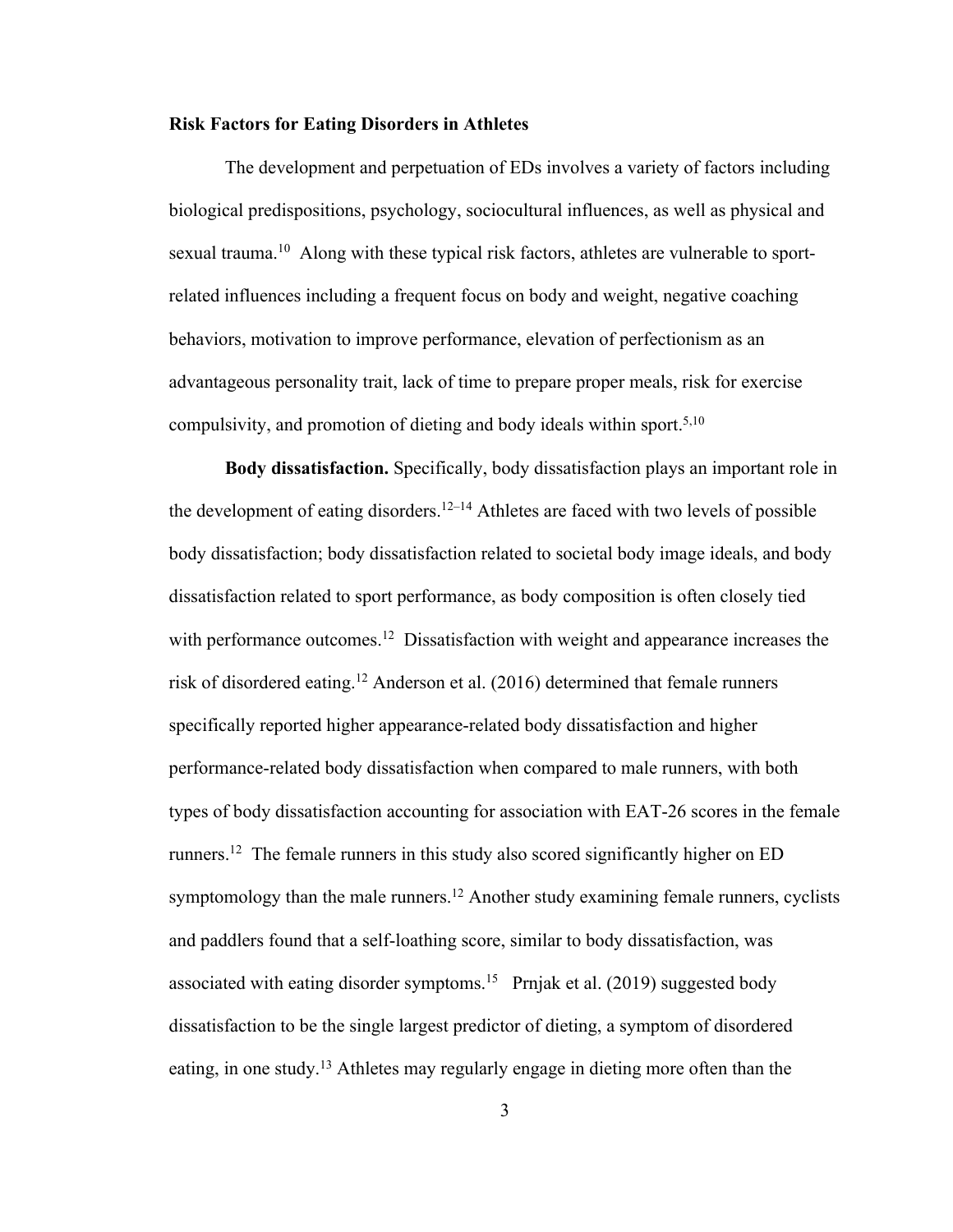**Risk Factors for Eating Disorders in Athletes**

The development and perpetuation of EDs involves a variety of factors including biological predispositions, psychology, sociocultural influences, as well as physical and sexual trauma.[10] Along with these typical risk factors, athletes are vulnerable to sport-related influences including a frequent focus on body and weight, negative coaching behaviors, motivation to improve performance, elevation of perfectionism as an advantageous personality trait, lack of time to prepare proper meals, risk for exercise compulsivity, and promotion of dieting and body ideals within sport.[5,10]

**Body dissatisfaction.** Specifically, body dissatisfaction plays an important role in the development of eating disorders.[12–14] Athletes are faced with two levels of possible body dissatisfaction; body dissatisfaction related to societal body image ideals, and body dissatisfaction related to sport performance, as body composition is often closely tied with performance outcomes.[12] Dissatisfaction with weight and appearance increases the risk of disordered eating.[12] Anderson et al. (2016) determined that female runners specifically reported higher appearance-related body dissatisfaction and higher performance-related body dissatisfaction when compared to male runners, with both types of body dissatisfaction accounting for association with EAT-26 scores in the female runners.[12] The female runners in this study also scored significantly higher on ED symptomology than the male runners.[12] Another study examining female runners, cyclists and paddlers found that a self-loathing score, similar to body dissatisfaction, was associated with eating disorder symptoms.[15] Prnjak et al. (2019) suggested body dissatisfaction to be the single largest predictor of dieting, a symptom of disordered eating, in one study.[13] Athletes may regularly engage in dieting more often than the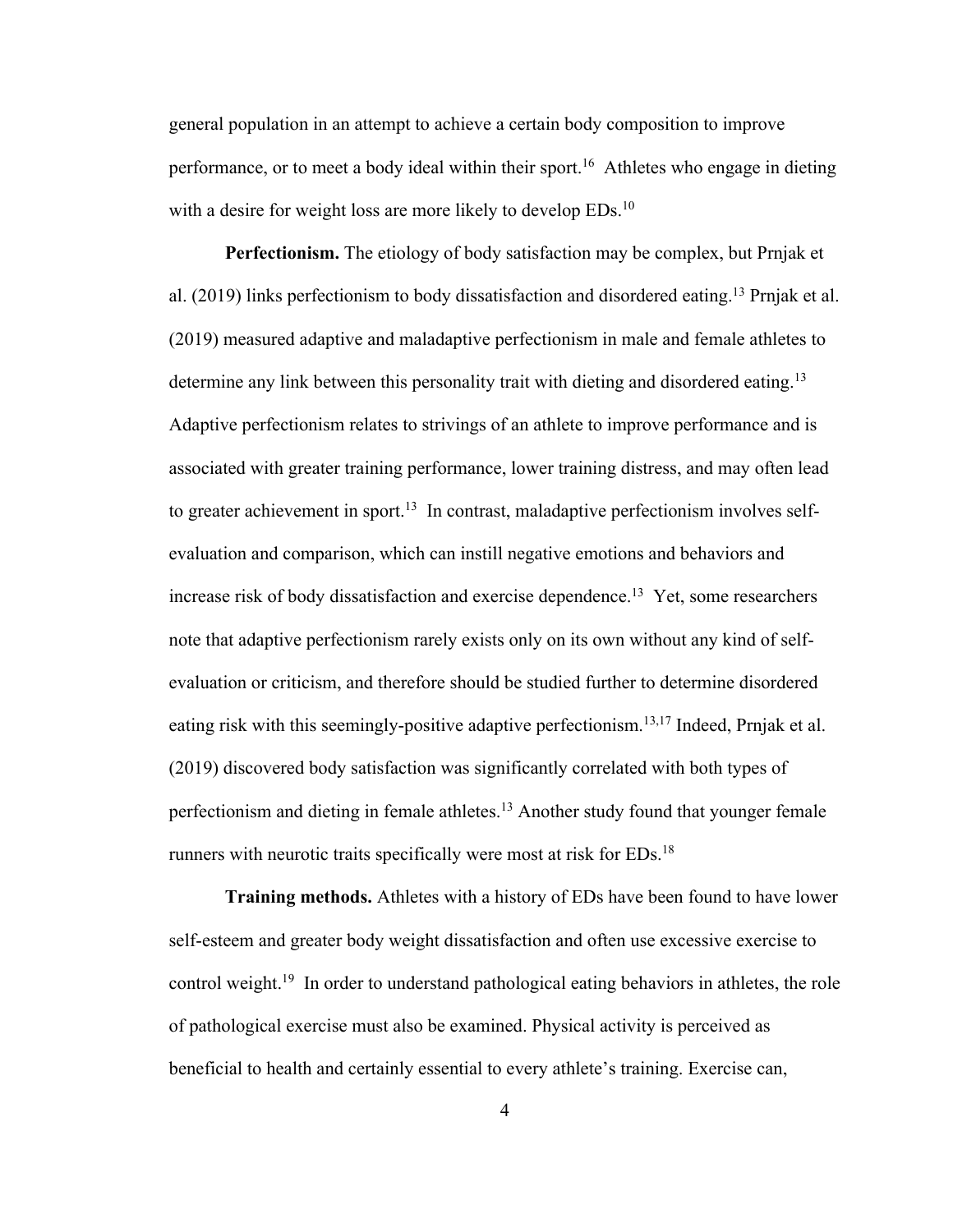general population in an attempt to achieve a certain body composition to improve performance, or to meet a body ideal within their sport.[16] Athletes who engage in dieting with a desire for weight loss are more likely to develop EDs.[10]

**Perfectionism.** The etiology of body satisfaction may be complex, but Prnjak et al. (2019) links perfectionism to body dissatisfaction and disordered eating.[13] Prnjak et al. (2019) measured adaptive and maladaptive perfectionism in male and female athletes to determine any link between this personality trait with dieting and disordered eating.[13] Adaptive perfectionism relates to strivings of an athlete to improve performance and is associated with greater training performance, lower training distress, and may often lead to greater achievement in sport.[13] In contrast, maladaptive perfectionism involves self-evaluation and comparison, which can instill negative emotions and behaviors and increase risk of body dissatisfaction and exercise dependence.[13] Yet, some researchers note that adaptive perfectionism rarely exists only on its own without any kind of self-evaluation or criticism, and therefore should be studied further to determine disordered eating risk with this seemingly-positive adaptive perfectionism.[13,17] Indeed, Prnjak et al. (2019) discovered body satisfaction was significantly correlated with both types of perfectionism and dieting in female athletes.[13] Another study found that younger female runners with neurotic traits specifically were most at risk for EDs.[18]

**Training methods.** Athletes with a history of EDs have been found to have lower self-esteem and greater body weight dissatisfaction and often use excessive exercise to control weight.[19] In order to understand pathological eating behaviors in athletes, the role of pathological exercise must also be examined. Physical activity is perceived as beneficial to health and certainly essential to every athlete's training. Exercise can,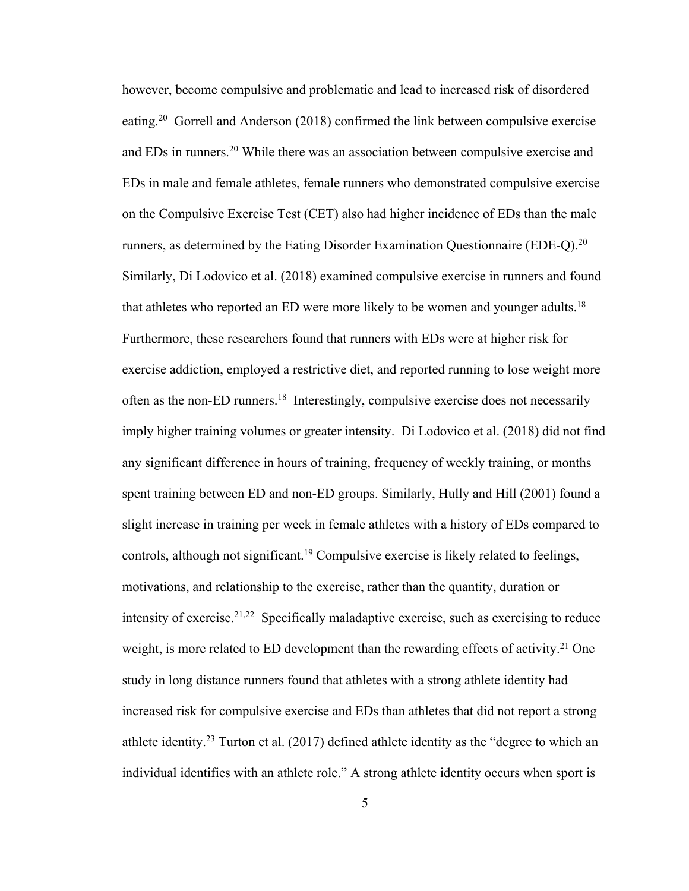however, become compulsive and problematic and lead to increased risk of disordered eating.[20] Gorrell and Anderson (2018) confirmed the link between compulsive exercise and EDs in runners.[20] While there was an association between compulsive exercise and EDs in male and female athletes, female runners who demonstrated compulsive exercise on the Compulsive Exercise Test (CET) also had higher incidence of EDs than the male runners, as determined by the Eating Disorder Examination Questionnaire (EDE-Q).[20] Similarly, Di Lodovico et al. (2018) examined compulsive exercise in runners and found that athletes who reported an ED were more likely to be women and younger adults.[18] Furthermore, these researchers found that runners with EDs were at higher risk for exercise addiction, employed a restrictive diet, and reported running to lose weight more often as the non-ED runners.[18] Interestingly, compulsive exercise does not necessarily imply higher training volumes or greater intensity. Di Lodovico et al. (2018) did not find any significant difference in hours of training, frequency of weekly training, or months spent training between ED and non-ED groups. Similarly, Hully and Hill (2001) found a slight increase in training per week in female athletes with a history of EDs compared to controls, although not significant.[19] Compulsive exercise is likely related to feelings, motivations, and relationship to the exercise, rather than the quantity, duration or intensity of exercise.[21,22] Specifically maladaptive exercise, such as exercising to reduce weight, is more related to ED development than the rewarding effects of activity.[21] One study in long distance runners found that athletes with a strong athlete identity had increased risk for compulsive exercise and EDs than athletes that did not report a strong athlete identity.[23] Turton et al. (2017) defined athlete identity as the "degree to which an individual identifies with an athlete role." A strong athlete identity occurs when sport is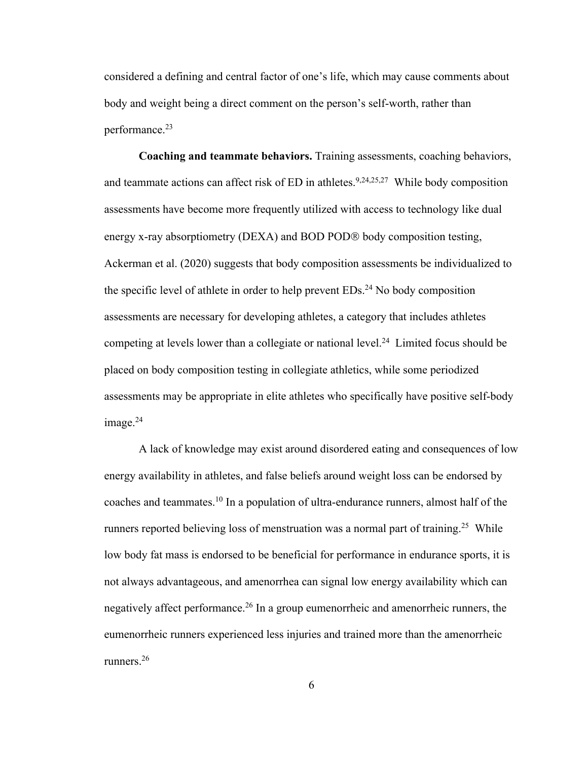considered a defining and central factor of one's life, which may cause comments about body and weight being a direct comment on the person's self-worth, rather than performance.[23]

**Coaching and teammate behaviors.** Training assessments, coaching behaviors, and teammate actions can affect risk of ED in athletes.[9,24,25,27] While body composition assessments have become more frequently utilized with access to technology like dual energy x-ray absorptiometry (DEXA) and BOD POD® body composition testing, Ackerman et al. (2020) suggests that body composition assessments be individualized to the specific level of athlete in order to help prevent EDs.[24] No body composition assessments are necessary for developing athletes, a category that includes athletes competing at levels lower than a collegiate or national level.[24] Limited focus should be placed on body composition testing in collegiate athletics, while some periodized assessments may be appropriate in elite athletes who specifically have positive self-body image.[24]

A lack of knowledge may exist around disordered eating and consequences of low energy availability in athletes, and false beliefs around weight loss can be endorsed by coaches and teammates.[10] In a population of ultra-endurance runners, almost half of the runners reported believing loss of menstruation was a normal part of training.[25] While low body fat mass is endorsed to be beneficial for performance in endurance sports, it is not always advantageous, and amenorrhea can signal low energy availability which can negatively affect performance.[26] In a group eumenorrheic and amenorrheic runners, the eumenorrheic runners experienced less injuries and trained more than the amenorrheic runners.[26]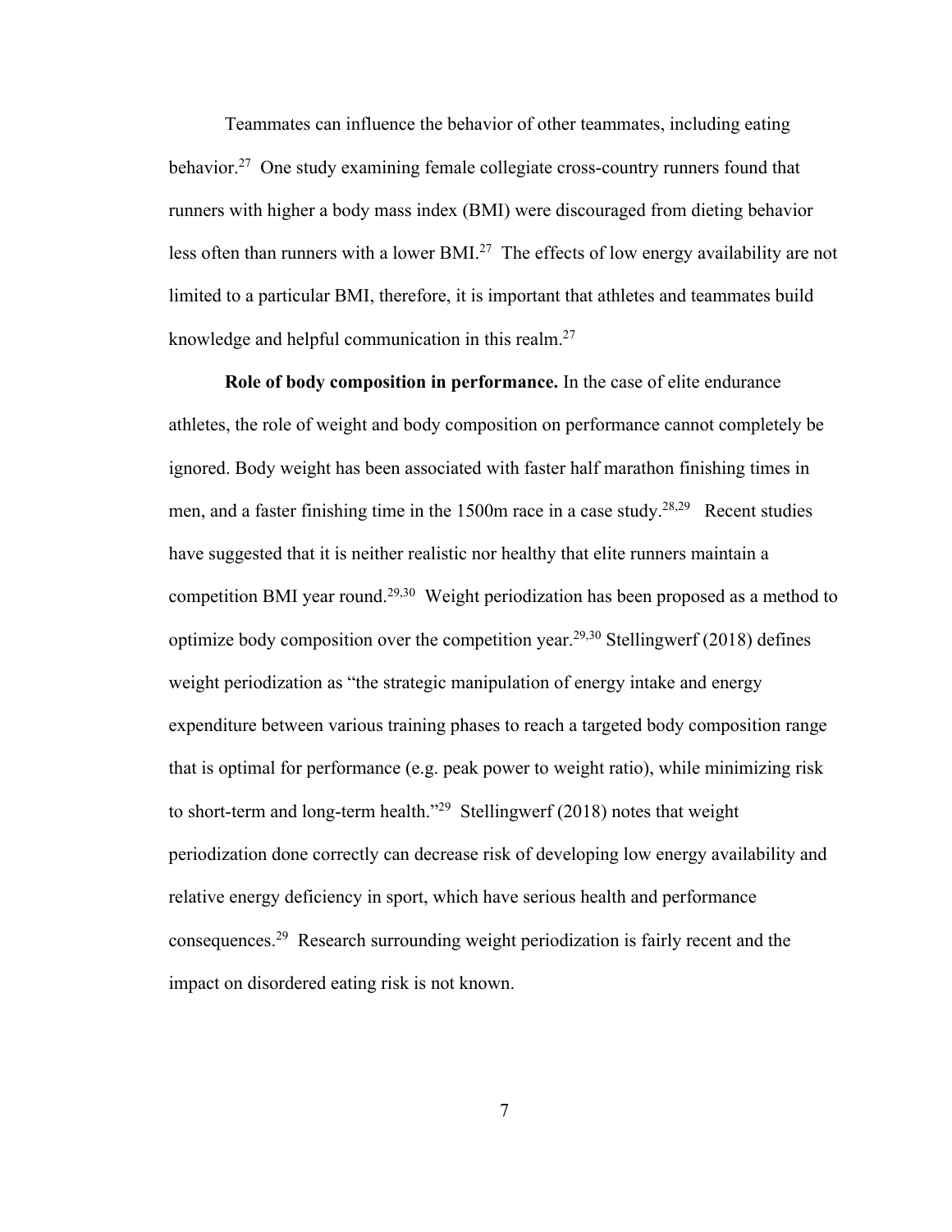Teammates can influence the behavior of other teammates, including eating behavior.[27] One study examining female collegiate cross-country runners found that runners with higher a body mass index (BMI) were discouraged from dieting behavior less often than runners with a lower BMI.[27] The effects of low energy availability are not limited to a particular BMI, therefore, it is important that athletes and teammates build knowledge and helpful communication in this realm.[27]

**Role of body composition in performance.** In the case of elite endurance athletes, the role of weight and body composition on performance cannot completely be ignored. Body weight has been associated with faster half marathon finishing times in men, and a faster finishing time in the 1500m race in a case study.[28,29] Recent studies have suggested that it is neither realistic nor healthy that elite runners maintain a competition BMI year round.[29,30] Weight periodization has been proposed as a method to optimize body composition over the competition year.[29,30] Stellingwerf (2018) defines weight periodization as "the strategic manipulation of energy intake and energy expenditure between various training phases to reach a targeted body composition range that is optimal for performance (e.g. peak power to weight ratio), while minimizing risk to short-term and long-term health."[29] Stellingwerf (2018) notes that weight periodization done correctly can decrease risk of developing low energy availability and relative energy deficiency in sport, which have serious health and performance consequences.[29] Research surrounding weight periodization is fairly recent and the impact on disordered eating risk is not known.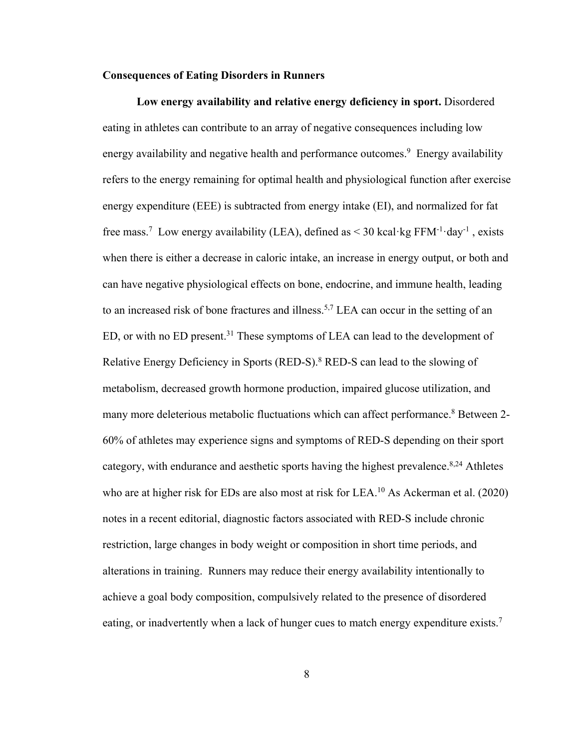## Consequences of Eating Disorders in Runners

**Low energy availability and relative energy deficiency in sport.** Disordered eating in athletes can contribute to an array of negative consequences including low energy availability and negative health and performance outcomes.[9] Energy availability refers to the energy remaining for optimal health and physiological function after exercise energy expenditure (EEE) is subtracted from energy intake (EI), and normalized for fat free mass.[7] Low energy availability (LEA), defined as $< 30$ kcal·kg $FFM^{-1} \cdot day^{-1}$ , exists when there is either a decrease in caloric intake, an increase in energy output, or both and can have negative physiological effects on bone, endocrine, and immune health, leading to an increased risk of bone fractures and illness.[5,7] LEA can occur in the setting of an ED, or with no ED present.[31] These symptoms of LEA can lead to the development of Relative Energy Deficiency in Sports (RED-S).[8] RED-S can lead to the slowing of metabolism, decreased growth hormone production, impaired glucose utilization, and many more deleterious metabolic fluctuations which can affect performance.[8] Between 2-60% of athletes may experience signs and symptoms of RED-S depending on their sport category, with endurance and aesthetic sports having the highest prevalence.[8,24] Athletes who are at higher risk for EDs are also most at risk for LEA.[10] As Ackerman et al. (2020) notes in a recent editorial, diagnostic factors associated with RED-S include chronic restriction, large changes in body weight or composition in short time periods, and alterations in training. Runners may reduce their energy availability intentionally to achieve a goal body composition, compulsively related to the presence of disordered eating, or inadvertently when a lack of hunger cues to match energy expenditure exists.[7]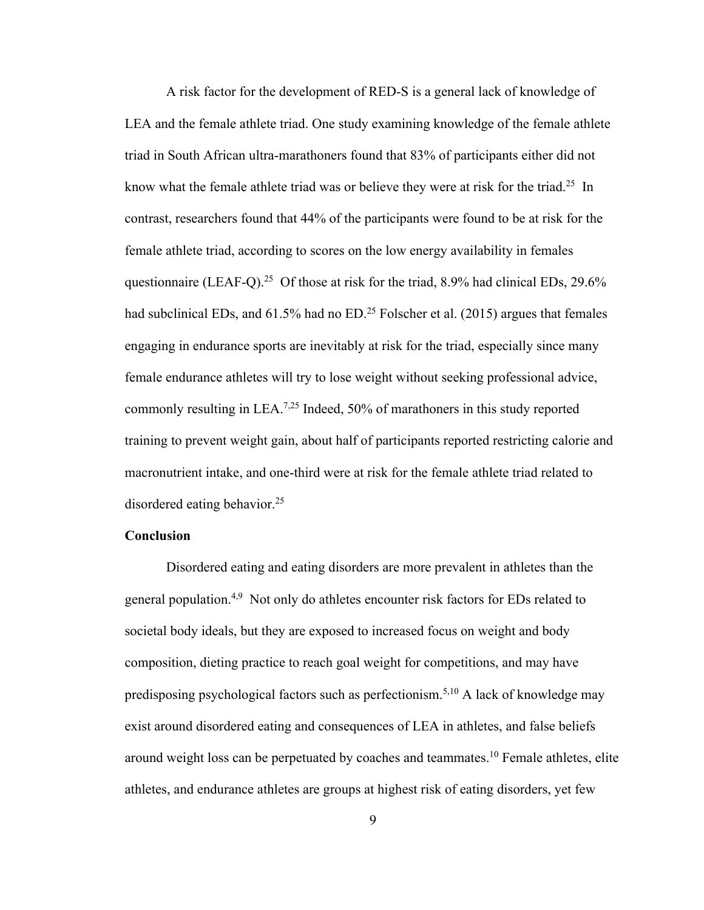A risk factor for the development of RED-S is a general lack of knowledge of LEA and the female athlete triad. One study examining knowledge of the female athlete triad in South African ultra-marathoners found that 83% of participants either did not know what the female athlete triad was or believe they were at risk for the triad.[25] In contrast, researchers found that 44% of the participants were found to be at risk for the female athlete triad, according to scores on the low energy availability in females questionnaire (LEAF-Q).[25] Of those at risk for the triad, 8.9% had clinical EDs, 29.6% had subclinical EDs, and 61.5% had no ED.[25] Folscher et al. (2015) argues that females engaging in endurance sports are inevitably at risk for the triad, especially since many female endurance athletes will try to lose weight without seeking professional advice, commonly resulting in LEA.[7,25] Indeed, 50% of marathoners in this study reported training to prevent weight gain, about half of participants reported restricting calorie and macronutrient intake, and one-third were at risk for the female athlete triad related to disordered eating behavior.[25]

**Conclusion**

Disordered eating and eating disorders are more prevalent in athletes than the general population.[4,9] Not only do athletes encounter risk factors for EDs related to societal body ideals, but they are exposed to increased focus on weight and body composition, dieting practice to reach goal weight for competitions, and may have predisposing psychological factors such as perfectionism.[5,10] A lack of knowledge may exist around disordered eating and consequences of LEA in athletes, and false beliefs around weight loss can be perpetuated by coaches and teammates.[10] Female athletes, elite athletes, and endurance athletes are groups at highest risk of eating disorders, yet few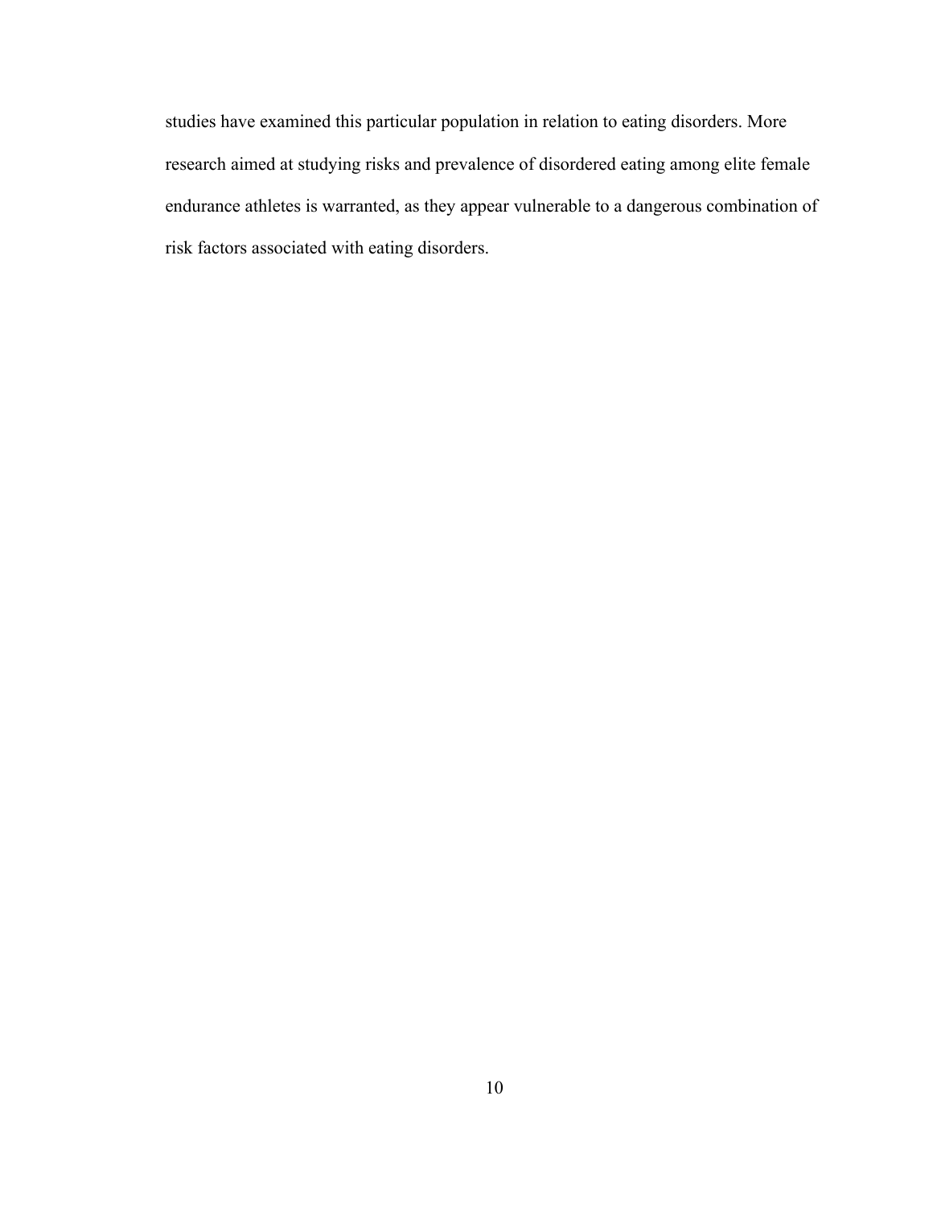studies have examined this particular population in relation to eating disorders. More research aimed at studying risks and prevalence of disordered eating among elite female endurance athletes is warranted, as they appear vulnerable to a dangerous combination of risk factors associated with eating disorders.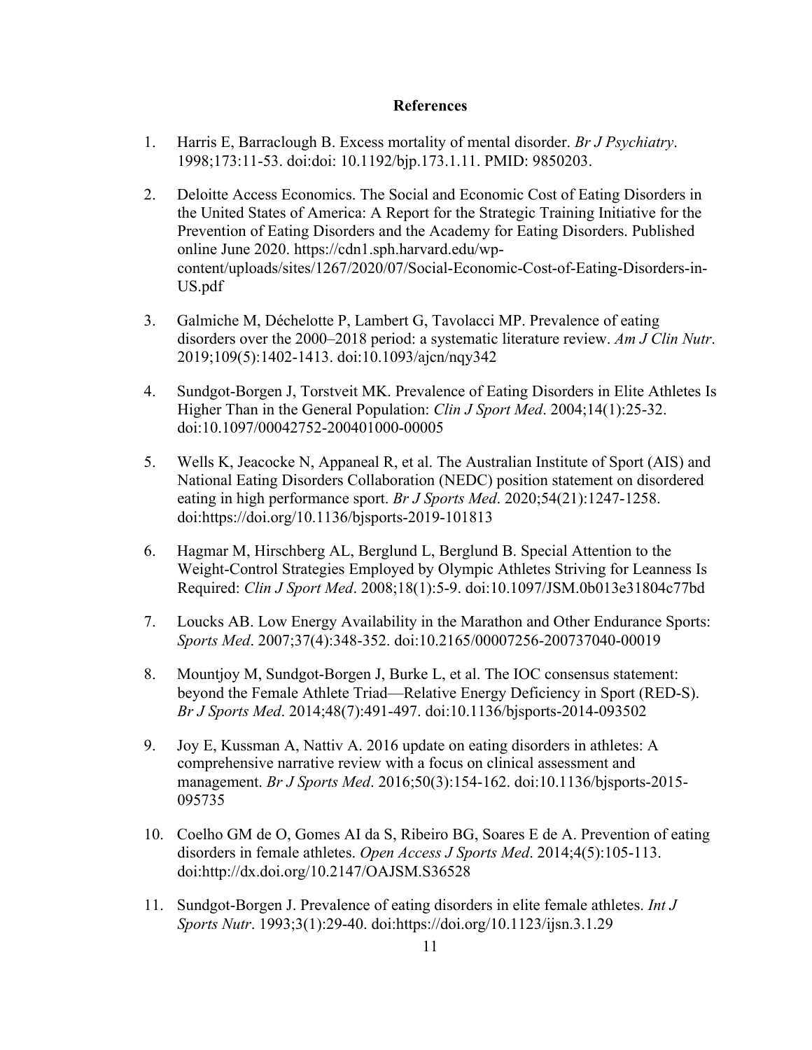## References

1. Harris E, Barraclough B. Excess mortality of mental disorder. *Br J Psychiatry*. 1998;173:11-53. doi:doi: 10.1192/bjp.173.1.11. PMID: 9850203.

2. Deloitte Access Economics. The Social and Economic Cost of Eating Disorders in the United States of America: A Report for the Strategic Training Initiative for the Prevention of Eating Disorders and the Academy for Eating Disorders. Published online June 2020. https://cdn1.sph.harvard.edu/wp-content/uploads/sites/1267/2020/07/Social-Economic-Cost-of-Eating-Disorders-in-US.pdf

3. Galmiche M, Déchelotte P, Lambert G, Tavolacci MP. Prevalence of eating disorders over the 2000–2018 period: a systematic literature review. *Am J Clin Nutr*. 2019;109(5):1402-1413. doi:10.1093/ajcn/nqy342

4. Sundgot-Borgen J, Torstveit MK. Prevalence of Eating Disorders in Elite Athletes Is Higher Than in the General Population: *Clin J Sport Med*. 2004;14(1):25-32. doi:10.1097/00042752-200401000-00005

5. Wells K, Jeacocke N, Appaneal R, et al. The Australian Institute of Sport (AIS) and National Eating Disorders Collaboration (NEDC) position statement on disordered eating in high performance sport. *Br J Sports Med*. 2020;54(21):1247-1258. doi:https://doi.org/10.1136/bjsports-2019-101813

6. Hagmar M, Hirschberg AL, Berglund L, Berglund B. Special Attention to the Weight-Control Strategies Employed by Olympic Athletes Striving for Leanness Is Required: *Clin J Sport Med*. 2008;18(1):5-9. doi:10.1097/JSM.0b013e31804c77bd

7. Loucks AB. Low Energy Availability in the Marathon and Other Endurance Sports: *Sports Med*. 2007;37(4):348-352. doi:10.2165/00007256-200737040-00019

8. Mountjoy M, Sundgot-Borgen J, Burke L, et al. The IOC consensus statement: beyond the Female Athlete Triad—Relative Energy Deficiency in Sport (RED-S). *Br J Sports Med*. 2014;48(7):491-497. doi:10.1136/bjsports-2014-093502

9. Joy E, Kussman A, Nattiv A. 2016 update on eating disorders in athletes: A comprehensive narrative review with a focus on clinical assessment and management. *Br J Sports Med*. 2016;50(3):154-162. doi:10.1136/bjsports-2015-095735

10. Coelho GM de O, Gomes AI da S, Ribeiro BG, Soares E de A. Prevention of eating disorders in female athletes. *Open Access J Sports Med*. 2014;4(5):105-113. doi:http://dx.doi.org/10.2147/OAJSM.S36528

11. Sundgot-Borgen J. Prevalence of eating disorders in elite female athletes. *Int J Sports Nutr*. 1993;3(1):29-40. doi:https://doi.org/10.1123/ijsn.3.1.29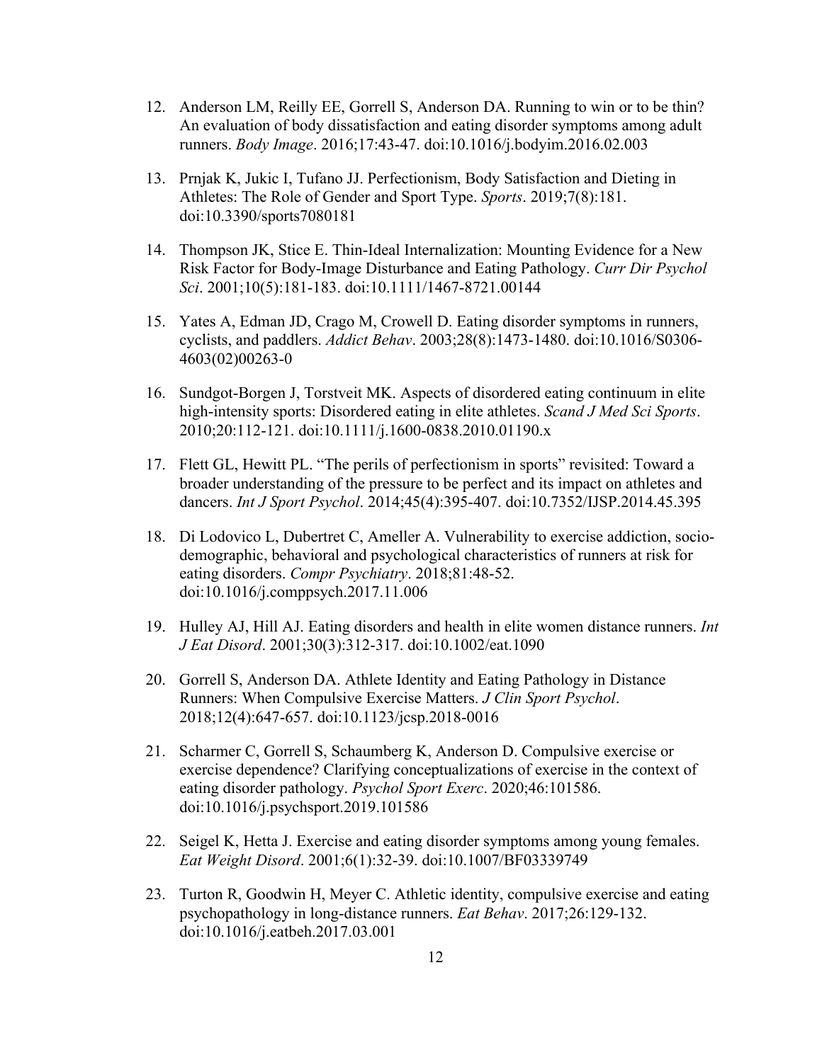12. Anderson LM, Reilly EE, Gorrell S, Anderson DA. Running to win or to be thin? An evaluation of body dissatisfaction and eating disorder symptoms among adult runners. *Body Image*. 2016;17:43-47. doi:10.1016/j.bodyim.2016.02.003

13. Prnjak K, Jukic I, Tufano JJ. Perfectionism, Body Satisfaction and Dieting in Athletes: The Role of Gender and Sport Type. *Sports*. 2019;7(8):181. doi:10.3390/sports7080181

14. Thompson JK, Stice E. Thin-Ideal Internalization: Mounting Evidence for a New Risk Factor for Body-Image Disturbance and Eating Pathology. *Curr Dir Psychol Sci*. 2001;10(5):181-183. doi:10.1111/1467-8721.00144

15. Yates A, Edman JD, Crago M, Crowell D. Eating disorder symptoms in runners, cyclists, and paddlers. *Addict Behav*. 2003;28(8):1473-1480. doi:10.1016/S0306-4603(02)00263-0

16. Sundgot-Borgen J, Torstveit MK. Aspects of disordered eating continuum in elite high-intensity sports: Disordered eating in elite athletes. *Scand J Med Sci Sports*. 2010;20:112-121. doi:10.1111/j.1600-0838.2010.01190.x

17. Flett GL, Hewitt PL. "The perils of perfectionism in sports" revisited: Toward a broader understanding of the pressure to be perfect and its impact on athletes and dancers. *Int J Sport Psychol*. 2014;45(4):395-407. doi:10.7352/IJSP.2014.45.395

18. Di Lodovico L, Dubertret C, Ameller A. Vulnerability to exercise addiction, socio-demographic, behavioral and psychological characteristics of runners at risk for eating disorders. *Compr Psychiatry*. 2018;81:48-52. doi:10.1016/j.comppsych.2017.11.006

19. Hulley AJ, Hill AJ. Eating disorders and health in elite women distance runners. *Int J Eat Disord*. 2001;30(3):312-317. doi:10.1002/eat.1090

20. Gorrell S, Anderson DA. Athlete Identity and Eating Pathology in Distance Runners: When Compulsive Exercise Matters. *J Clin Sport Psychol*. 2018;12(4):647-657. doi:10.1123/jcsp.2018-0016

21. Scharmer C, Gorrell S, Schaumberg K, Anderson D. Compulsive exercise or exercise dependence? Clarifying conceptualizations of exercise in the context of eating disorder pathology. *Psychol Sport Exerc*. 2020;46:101586. doi:10.1016/j.psychsport.2019.101586

22. Seigel K, Hetta J. Exercise and eating disorder symptoms among young females. *Eat Weight Disord*. 2001;6(1):32-39. doi:10.1007/BF03339749

23. Turton R, Goodwin H, Meyer C. Athletic identity, compulsive exercise and eating psychopathology in long-distance runners. *Eat Behav*. 2017;26:129-132. doi:10.1016/j.eatbeh.2017.03.001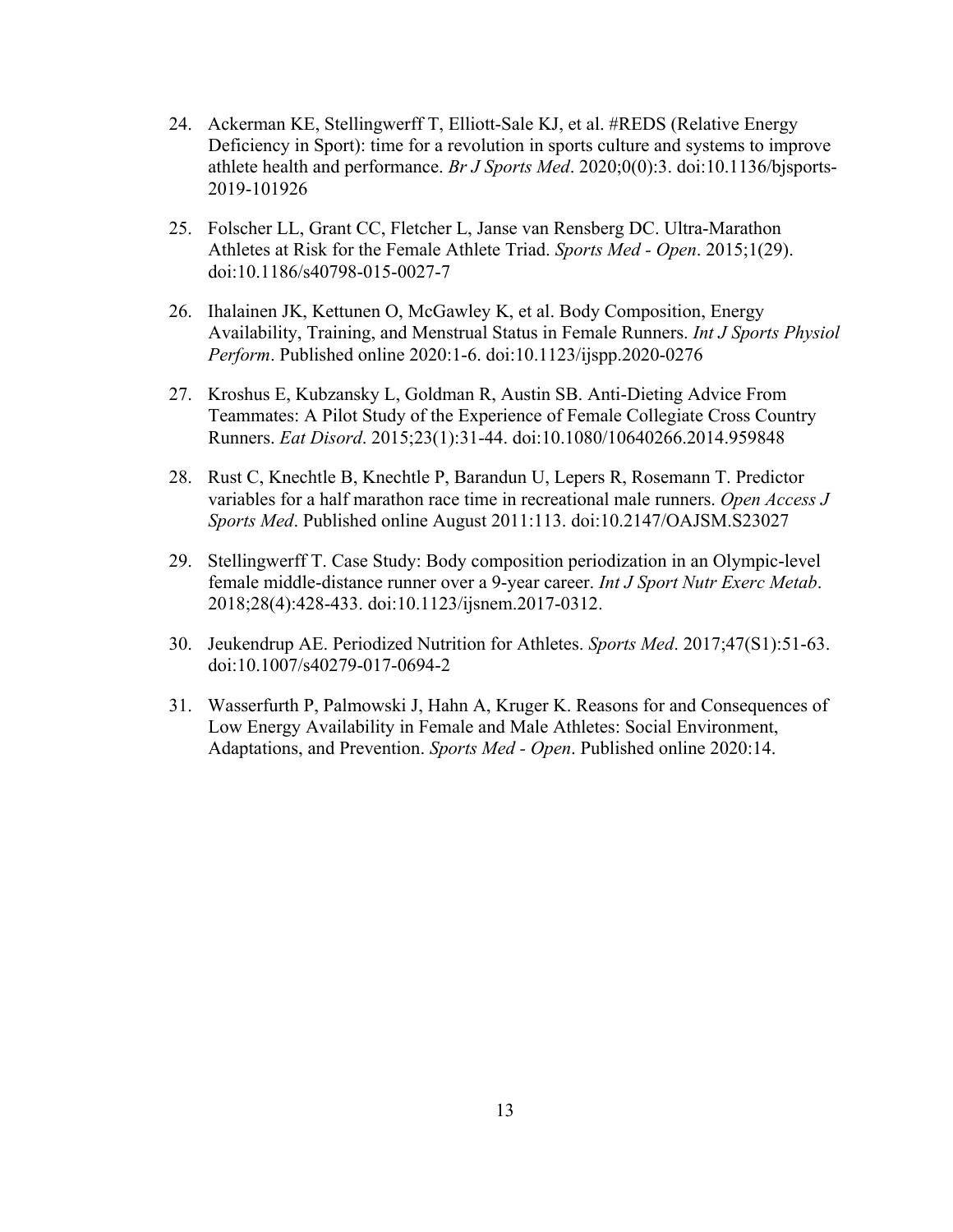24. Ackerman KE, Stellingwerff T, Elliott-Sale KJ, et al. #REDS (Relative Energy Deficiency in Sport): time for a revolution in sports culture and systems to improve athlete health and performance. *Br J Sports Med*. 2020;0(0):3. doi:10.1136/bjsports-2019-101926

25. Folscher LL, Grant CC, Fletcher L, Janse van Rensberg DC. Ultra-Marathon Athletes at Risk for the Female Athlete Triad. *Sports Med - Open*. 2015;1(29). doi:10.1186/s40798-015-0027-7

26. Ihalainen JK, Kettunen O, McGawley K, et al. Body Composition, Energy Availability, Training, and Menstrual Status in Female Runners. *Int J Sports Physiol Perform*. Published online 2020:1-6. doi:10.1123/ijspp.2020-0276

27. Kroshus E, Kubzansky L, Goldman R, Austin SB. Anti-Dieting Advice From Teammates: A Pilot Study of the Experience of Female Collegiate Cross Country Runners. *Eat Disord*. 2015;23(1):31-44. doi:10.1080/10640266.2014.959848

28. Rust C, Knechtle B, Knechtle P, Barandun U, Lepers R, Rosemann T. Predictor variables for a half marathon race time in recreational male runners. *Open Access J Sports Med*. Published online August 2011:113. doi:10.2147/OAJSM.S23027

29. Stellingwerff T. Case Study: Body composition periodization in an Olympic-level female middle-distance runner over a 9-year career. *Int J Sport Nutr Exerc Metab*. 2018;28(4):428-433. doi:10.1123/ijsnem.2017-0312.

30. Jeukendrup AE. Periodized Nutrition for Athletes. *Sports Med*. 2017;47(S1):51-63. doi:10.1007/s40279-017-0694-2

31. Wasserfurth P, Palmowski J, Hahn A, Kruger K. Reasons for and Consequences of Low Energy Availability in Female and Male Athletes: Social Environment, Adaptations, and Prevention. *Sports Med - Open*. Published online 2020:14.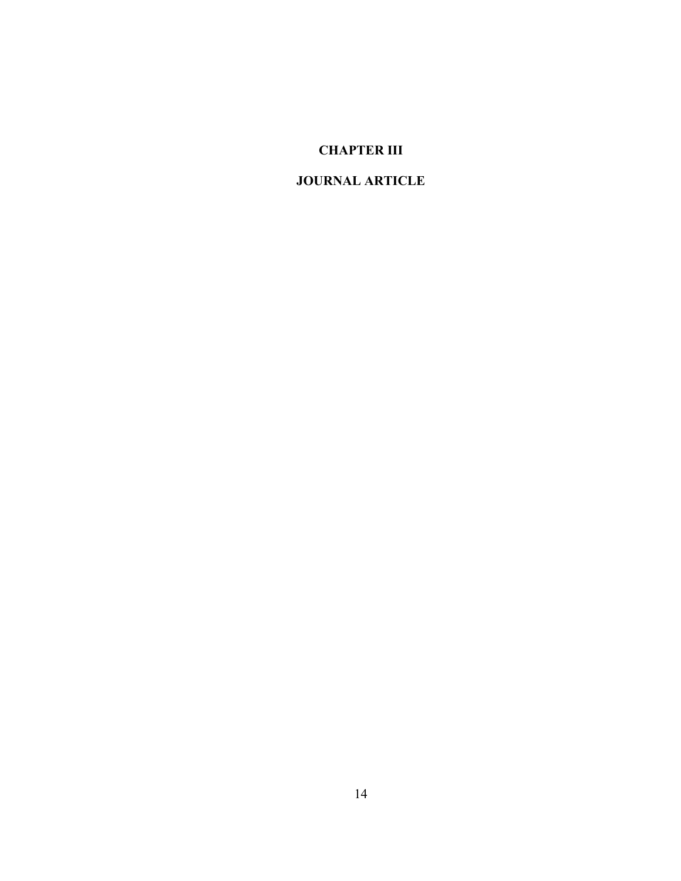# CHAPTER III

# JOURNAL ARTICLE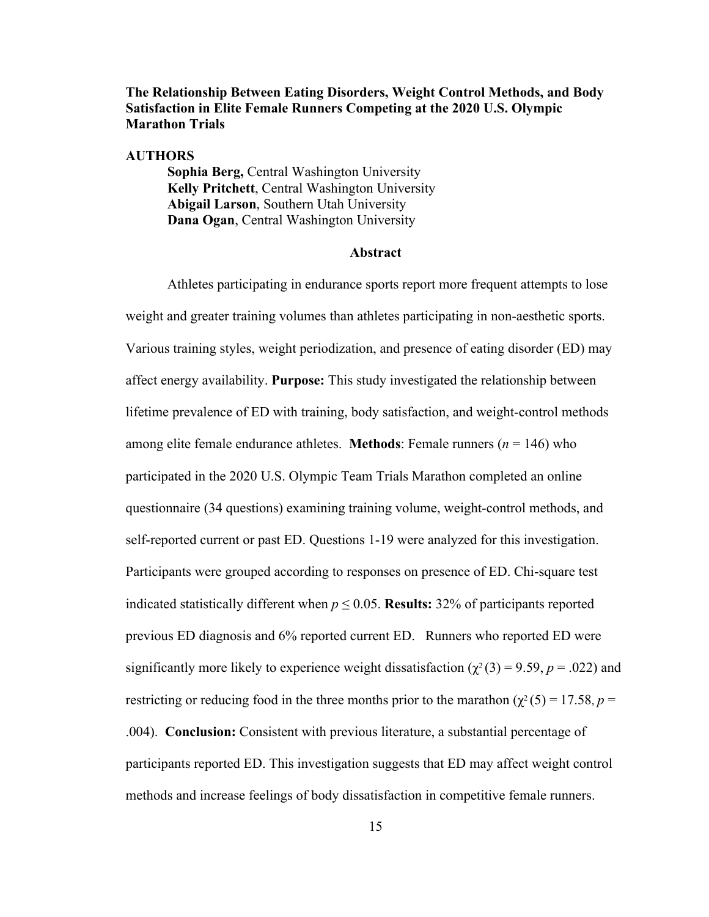**The Relationship Between Eating Disorders, Weight Control Methods, and Body Satisfaction in Elite Female Runners Competing at the 2020 U.S. Olympic Marathon Trials**

**AUTHORS**

**Sophia Berg,** Central Washington University
**Kelly Pritchett**, Central Washington University
**Abigail Larson**, Southern Utah University
**Dana Ogan**, Central Washington University

## Abstract

Athletes participating in endurance sports report more frequent attempts to lose weight and greater training volumes than athletes participating in non-aesthetic sports. Various training styles, weight periodization, and presence of eating disorder (ED) may affect energy availability. **Purpose:** This study investigated the relationship between lifetime prevalence of ED with training, body satisfaction, and weight-control methods among elite female endurance athletes. **Methods**: Female runners ($n$ = 146) who participated in the 2020 U.S. Olympic Team Trials Marathon completed an online questionnaire (34 questions) examining training volume, weight-control methods, and self-reported current or past ED. Questions 1-19 were analyzed for this investigation. Participants were grouped according to responses on presence of ED. Chi-square test indicated statistically different when $p \leq 0.05$. **Results:** 32% of participants reported previous ED diagnosis and 6% reported current ED. Runners who reported ED were significantly more likely to experience weight dissatisfaction ($\chi^2(3) = 9.59$, $p = .022$) and restricting or reducing food in the three months prior to the marathon ($\chi^2(5) = 17.58$, $p = .004$). **Conclusion:** Consistent with previous literature, a substantial percentage of participants reported ED. This investigation suggests that ED may affect weight control methods and increase feelings of body dissatisfaction in competitive female runners.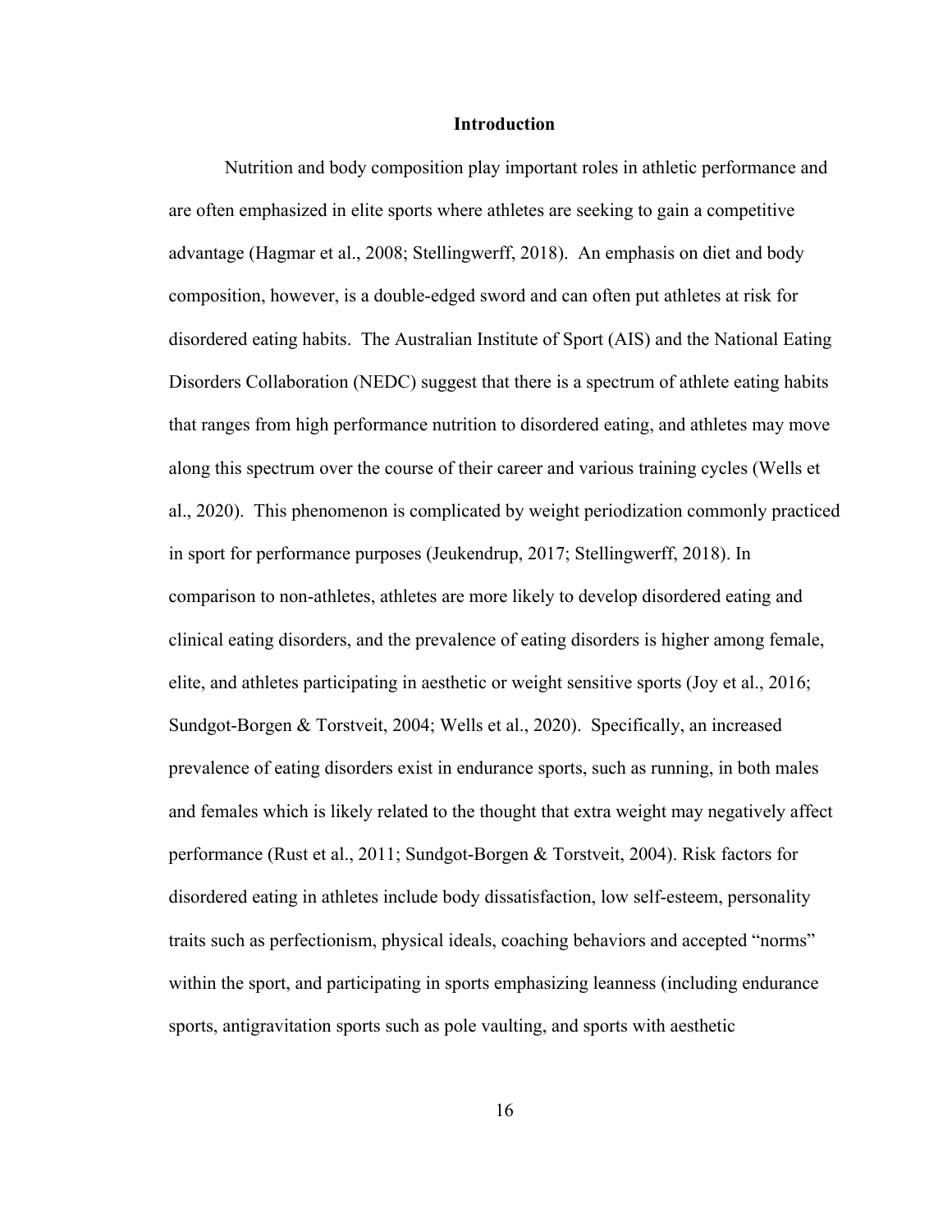## Introduction

Nutrition and body composition play important roles in athletic performance and are often emphasized in elite sports where athletes are seeking to gain a competitive advantage (Hagmar et al., 2008; Stellingwerff, 2018). An emphasis on diet and body composition, however, is a double-edged sword and can often put athletes at risk for disordered eating habits. The Australian Institute of Sport (AIS) and the National Eating Disorders Collaboration (NEDC) suggest that there is a spectrum of athlete eating habits that ranges from high performance nutrition to disordered eating, and athletes may move along this spectrum over the course of their career and various training cycles (Wells et al., 2020). This phenomenon is complicated by weight periodization commonly practiced in sport for performance purposes (Jeukendrup, 2017; Stellingwerff, 2018). In comparison to non-athletes, athletes are more likely to develop disordered eating and clinical eating disorders, and the prevalence of eating disorders is higher among female, elite, and athletes participating in aesthetic or weight sensitive sports (Joy et al., 2016; Sundgot-Borgen & Torstveit, 2004; Wells et al., 2020). Specifically, an increased prevalence of eating disorders exist in endurance sports, such as running, in both males and females which is likely related to the thought that extra weight may negatively affect performance (Rust et al., 2011; Sundgot-Borgen & Torstveit, 2004). Risk factors for disordered eating in athletes include body dissatisfaction, low self-esteem, personality traits such as perfectionism, physical ideals, coaching behaviors and accepted "norms" within the sport, and participating in sports emphasizing leanness (including endurance sports, antigravitation sports such as pole vaulting, and sports with aesthetic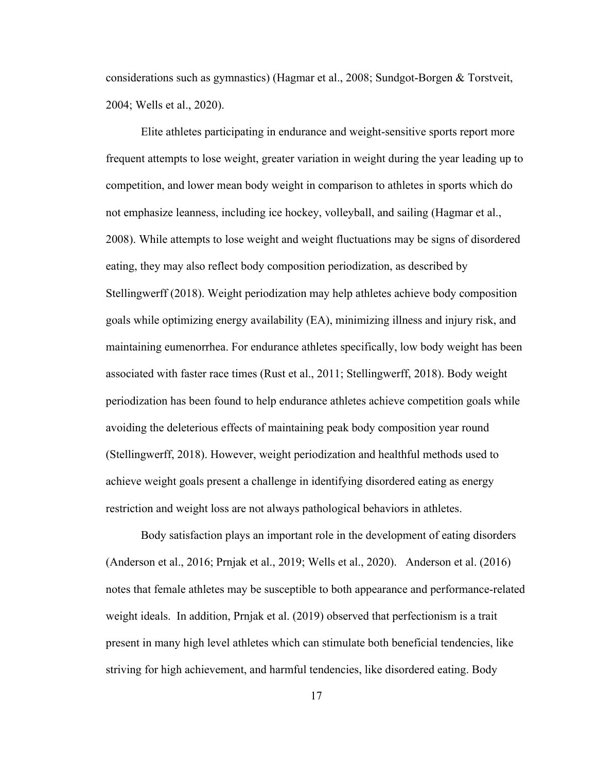considerations such as gymnastics) (Hagmar et al., 2008; Sundgot-Borgen & Torstveit, 2004; Wells et al., 2020).

Elite athletes participating in endurance and weight-sensitive sports report more frequent attempts to lose weight, greater variation in weight during the year leading up to competition, and lower mean body weight in comparison to athletes in sports which do not emphasize leanness, including ice hockey, volleyball, and sailing (Hagmar et al., 2008). While attempts to lose weight and weight fluctuations may be signs of disordered eating, they may also reflect body composition periodization, as described by Stellingwerff (2018). Weight periodization may help athletes achieve body composition goals while optimizing energy availability (EA), minimizing illness and injury risk, and maintaining eumenorrhea. For endurance athletes specifically, low body weight has been associated with faster race times (Rust et al., 2011; Stellingwerff, 2018). Body weight periodization has been found to help endurance athletes achieve competition goals while avoiding the deleterious effects of maintaining peak body composition year round (Stellingwerff, 2018). However, weight periodization and healthful methods used to achieve weight goals present a challenge in identifying disordered eating as energy restriction and weight loss are not always pathological behaviors in athletes.

Body satisfaction plays an important role in the development of eating disorders (Anderson et al., 2016; Prnjak et al., 2019; Wells et al., 2020). Anderson et al. (2016) notes that female athletes may be susceptible to both appearance and performance-related weight ideals. In addition, Prnjak et al. (2019) observed that perfectionism is a trait present in many high level athletes which can stimulate both beneficial tendencies, like striving for high achievement, and harmful tendencies, like disordered eating. Body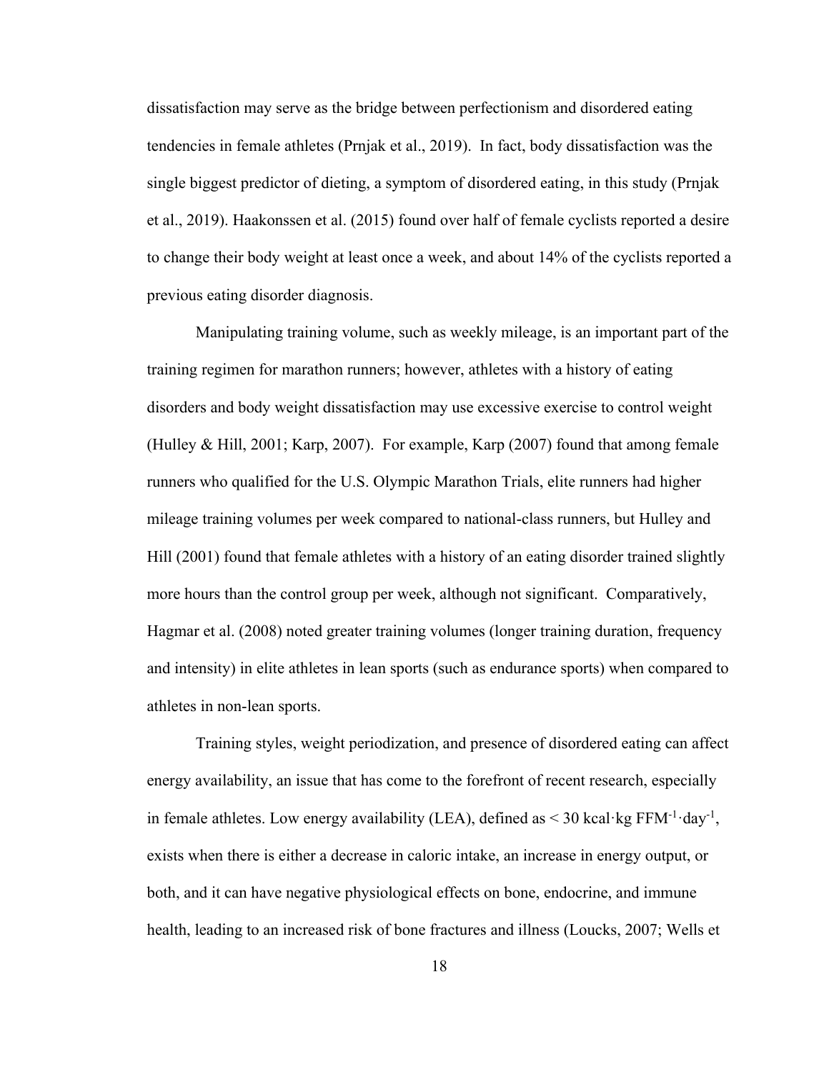dissatisfaction may serve as the bridge between perfectionism and disordered eating tendencies in female athletes (Prnjak et al., 2019). In fact, body dissatisfaction was the single biggest predictor of dieting, a symptom of disordered eating, in this study (Prnjak et al., 2019). Haakonssen et al. (2015) found over half of female cyclists reported a desire to change their body weight at least once a week, and about 14% of the cyclists reported a previous eating disorder diagnosis.

Manipulating training volume, such as weekly mileage, is an important part of the training regimen for marathon runners; however, athletes with a history of eating disorders and body weight dissatisfaction may use excessive exercise to control weight (Hulley & Hill, 2001; Karp, 2007). For example, Karp (2007) found that among female runners who qualified for the U.S. Olympic Marathon Trials, elite runners had higher mileage training volumes per week compared to national-class runners, but Hulley and Hill (2001) found that female athletes with a history of an eating disorder trained slightly more hours than the control group per week, although not significant. Comparatively, Hagmar et al. (2008) noted greater training volumes (longer training duration, frequency and intensity) in elite athletes in lean sports (such as endurance sports) when compared to athletes in non-lean sports.

Training styles, weight periodization, and presence of disordered eating can affect energy availability, an issue that has come to the forefront of recent research, especially in female athletes. Low energy availability (LEA), defined as $< 30$ kcal·kg $FFM^{-1} \cdot day^{-1}$, exists when there is either a decrease in caloric intake, an increase in energy output, or both, and it can have negative physiological effects on bone, endocrine, and immune health, leading to an increased risk of bone fractures and illness (Loucks, 2007; Wells et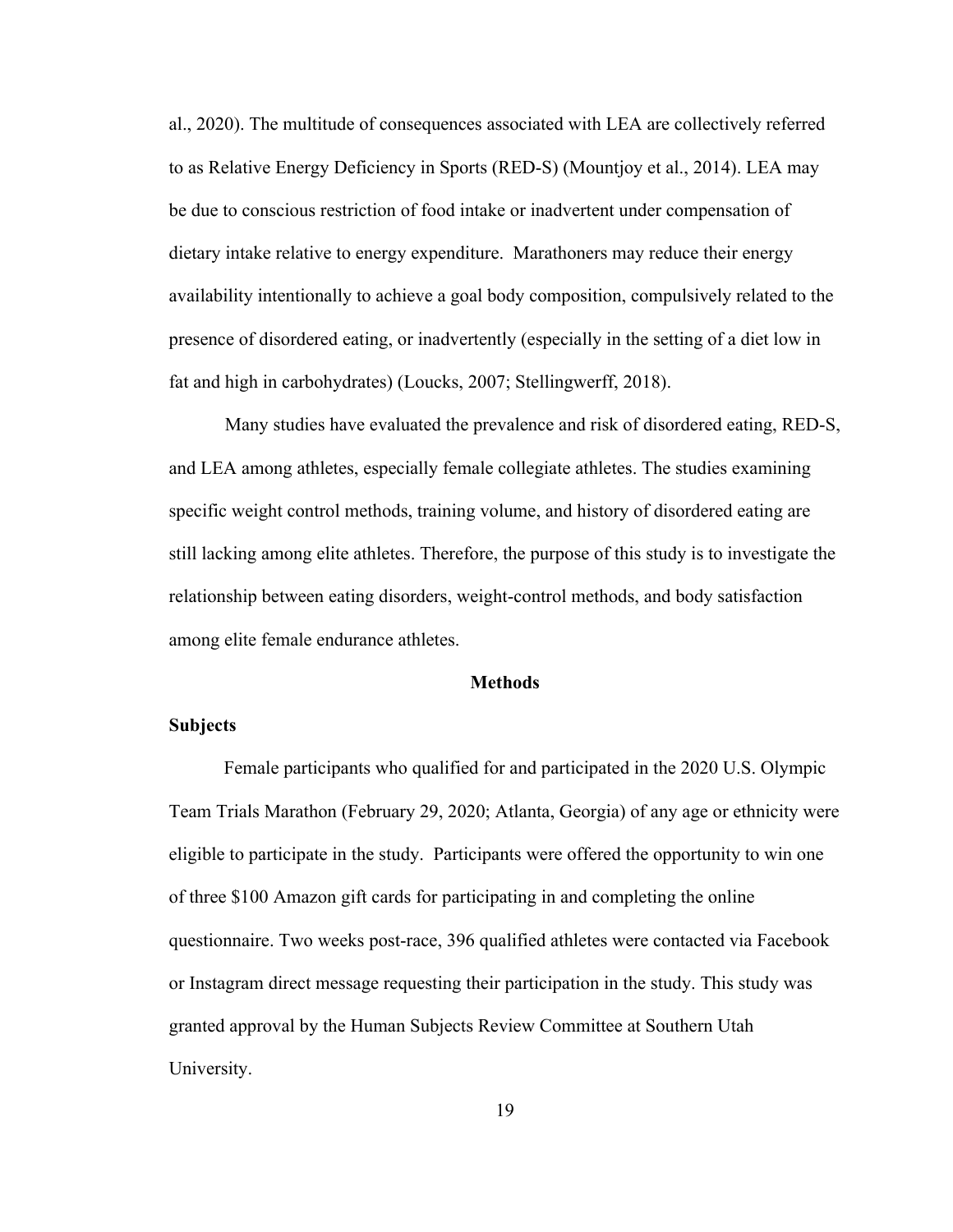al., 2020). The multitude of consequences associated with LEA are collectively referred to as Relative Energy Deficiency in Sports (RED-S) (Mountjoy et al., 2014). LEA may be due to conscious restriction of food intake or inadvertent under compensation of dietary intake relative to energy expenditure.  Marathoners may reduce their energy availability intentionally to achieve a goal body composition, compulsively related to the presence of disordered eating, or inadvertently (especially in the setting of a diet low in fat and high in carbohydrates) (Loucks, 2007; Stellingwerff, 2018).

Many studies have evaluated the prevalence and risk of disordered eating, RED-S, and LEA among athletes, especially female collegiate athletes. The studies examining specific weight control methods, training volume, and history of disordered eating are still lacking among elite athletes. Therefore, the purpose of this study is to investigate the relationship between eating disorders, weight-control methods, and body satisfaction among elite female endurance athletes.

## Methods

### Subjects

Female participants who qualified for and participated in the 2020 U.S. Olympic Team Trials Marathon (February 29, 2020; Atlanta, Georgia) of any age or ethnicity were eligible to participate in the study.  Participants were offered the opportunity to win one of three $100 Amazon gift cards for participating in and completing the online questionnaire. Two weeks post-race, 396 qualified athletes were contacted via Facebook or Instagram direct message requesting their participation in the study. This study was granted approval by the Human Subjects Review Committee at Southern Utah University.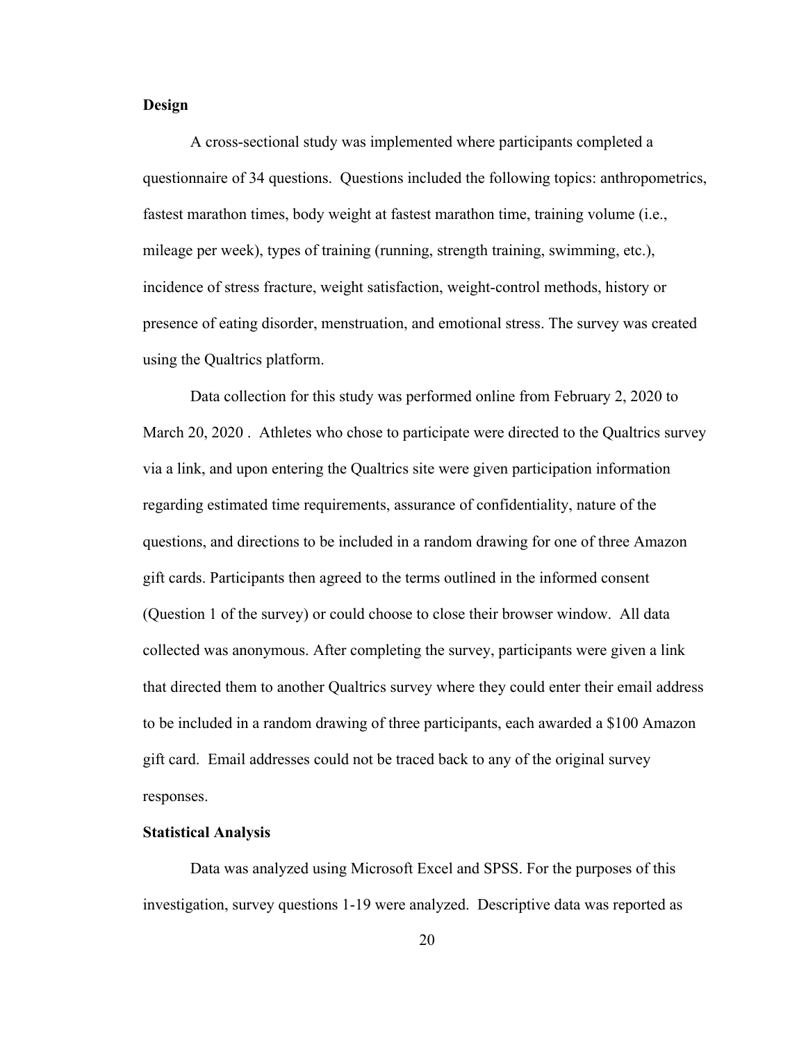**Design**

A cross-sectional study was implemented where participants completed a questionnaire of 34 questions. Questions included the following topics: anthropometrics, fastest marathon times, body weight at fastest marathon time, training volume (i.e., mileage per week), types of training (running, strength training, swimming, etc.), incidence of stress fracture, weight satisfaction, weight-control methods, history or presence of eating disorder, menstruation, and emotional stress. The survey was created using the Qualtrics platform.

Data collection for this study was performed online from February 2, 2020 to March 20, 2020 . Athletes who chose to participate were directed to the Qualtrics survey via a link, and upon entering the Qualtrics site were given participation information regarding estimated time requirements, assurance of confidentiality, nature of the questions, and directions to be included in a random drawing for one of three Amazon gift cards. Participants then agreed to the terms outlined in the informed consent (Question 1 of the survey) or could choose to close their browser window. All data collected was anonymous. After completing the survey, participants were given a link that directed them to another Qualtrics survey where they could enter their email address to be included in a random drawing of three participants, each awarded a $100 Amazon gift card. Email addresses could not be traced back to any of the original survey responses.

**Statistical Analysis**

Data was analyzed using Microsoft Excel and SPSS. For the purposes of this investigation, survey questions 1-19 were analyzed. Descriptive data was reported as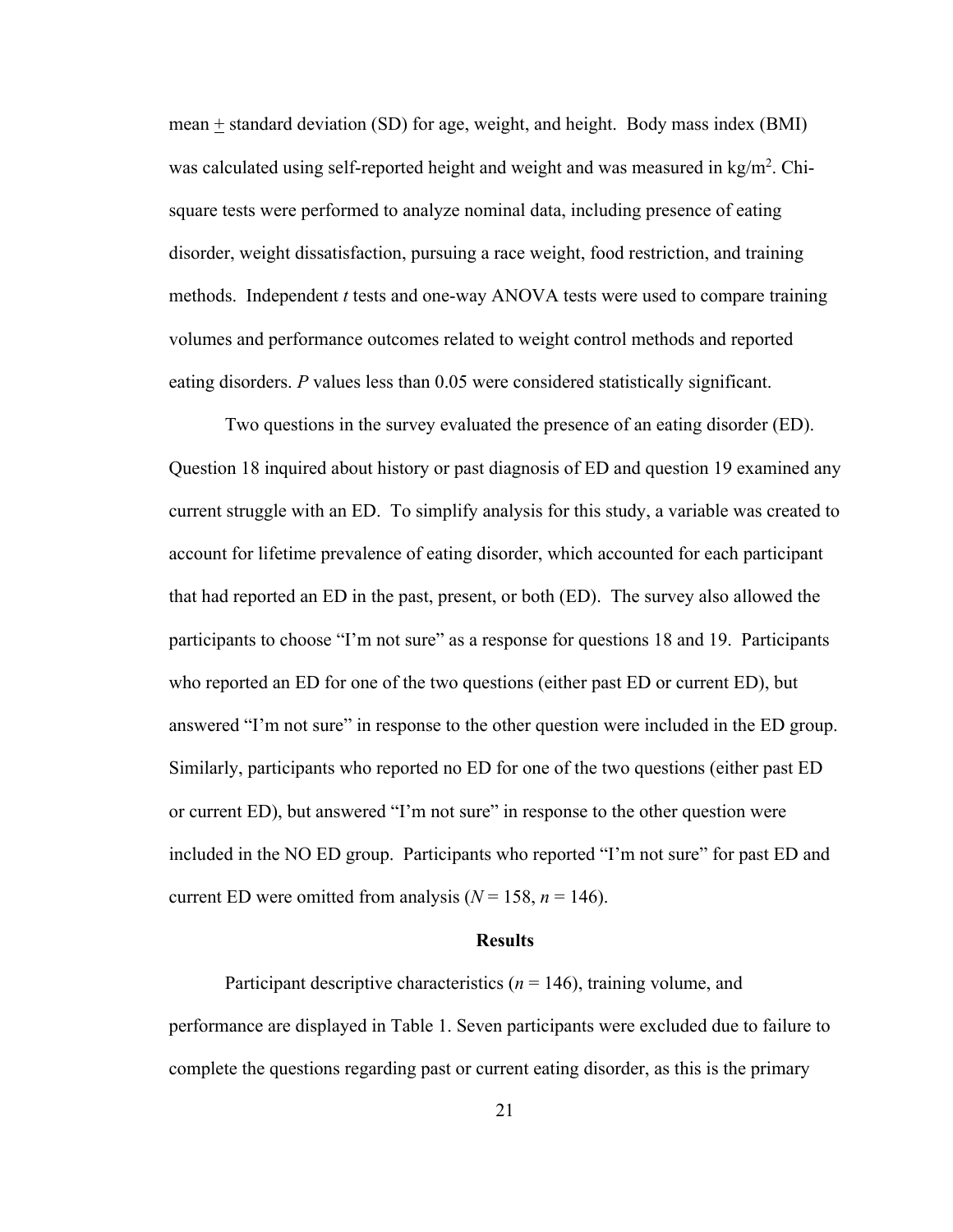mean ± standard deviation (SD) for age, weight, and height. Body mass index (BMI) was calculated using self-reported height and weight and was measured in $kg/m^2$. Chi-square tests were performed to analyze nominal data, including presence of eating disorder, weight dissatisfaction, pursuing a race weight, food restriction, and training methods. Independent *t* tests and one-way ANOVA tests were used to compare training volumes and performance outcomes related to weight control methods and reported eating disorders. *P* values less than 0.05 were considered statistically significant.

Two questions in the survey evaluated the presence of an eating disorder (ED). Question 18 inquired about history or past diagnosis of ED and question 19 examined any current struggle with an ED. To simplify analysis for this study, a variable was created to account for lifetime prevalence of eating disorder, which accounted for each participant that had reported an ED in the past, present, or both (ED). The survey also allowed the participants to choose "I'm not sure" as a response for questions 18 and 19. Participants who reported an ED for one of the two questions (either past ED or current ED), but answered "I'm not sure" in response to the other question were included in the ED group. Similarly, participants who reported no ED for one of the two questions (either past ED or current ED), but answered "I'm not sure" in response to the other question were included in the NO ED group. Participants who reported "I'm not sure" for past ED and current ED were omitted from analysis ($N = 158$, $n = 146$).

## Results

Participant descriptive characteristics ($n = 146$), training volume, and performance are displayed in Table 1. Seven participants were excluded due to failure to complete the questions regarding past or current eating disorder, as this is the primary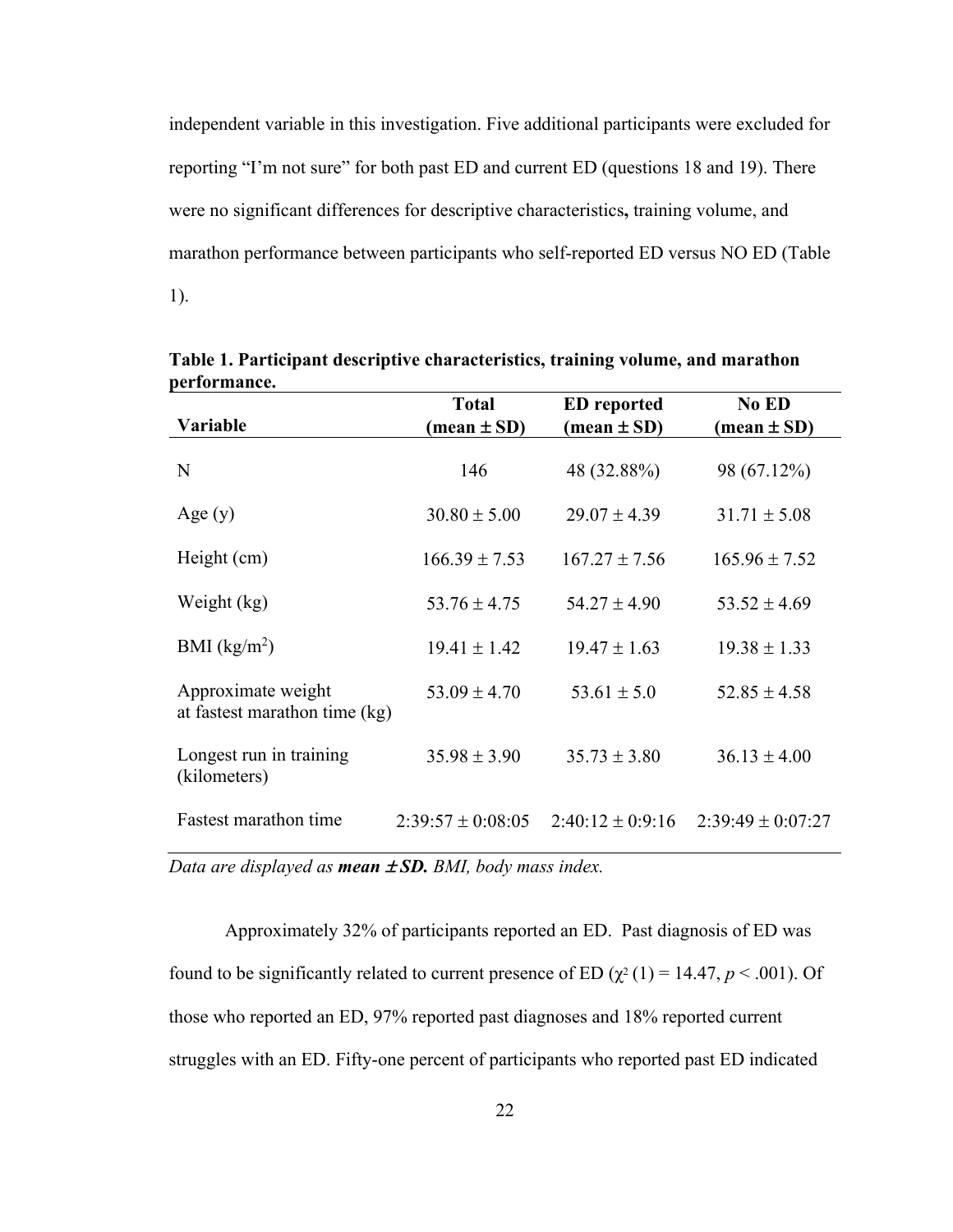independent variable in this investigation. Five additional participants were excluded for reporting "I'm not sure" for both past ED and current ED (questions 18 and 19). There were no significant differences for descriptive characteristics**,** training volume, and marathon performance between participants who self-reported ED versus NO ED (Table 1).

**Table 1. Participant descriptive characteristics, training volume, and marathon performance.**

| **Variable** | **Total (mean ± SD)** | **ED reported (mean ± SD)** | **No ED (mean ± SD)** |
|---|---|---|---|
| N | 146 | 48 (32.88%) | 98 (67.12%) |
| Age (y) | 30.80 ± 5.00 | 29.07 ± 4.39 | 31.71 ± 5.08 |
| Height (cm) | 166.39 ± 7.53 | 167.27 ± 7.56 | 165.96 ± 7.52 |
| Weight (kg) | 53.76 ± 4.75 | 54.27 ± 4.90 | 53.52 ± 4.69 |
| BMI ($kg/m^2$) | 19.41 ± 1.42 | 19.47 ± 1.63 | 19.38 ± 1.33 |
| Approximate weight at fastest marathon time (kg) | 53.09 ± 4.70 | 53.61 ± 5.0 | 52.85 ± 4.58 |
| Longest run in training (kilometers) | 35.98 ± 3.90 | 35.73 ± 3.80 | 36.13 ± 4.00 |
| Fastest marathon time | 2:39:57 ± 0:08:05 | 2:40:12 ± 0:9:16 | 2:39:49 ± 0:07:27 |

*Data are displayed as **mean ± SD.** BMI, body mass index.*

Approximately 32% of participants reported an ED. Past diagnosis of ED was found to be significantly related to current presence of ED ($\chi^2$ (1) = 14.47, $p < .001$). Of those who reported an ED, 97% reported past diagnoses and 18% reported current struggles with an ED. Fifty-one percent of participants who reported past ED indicated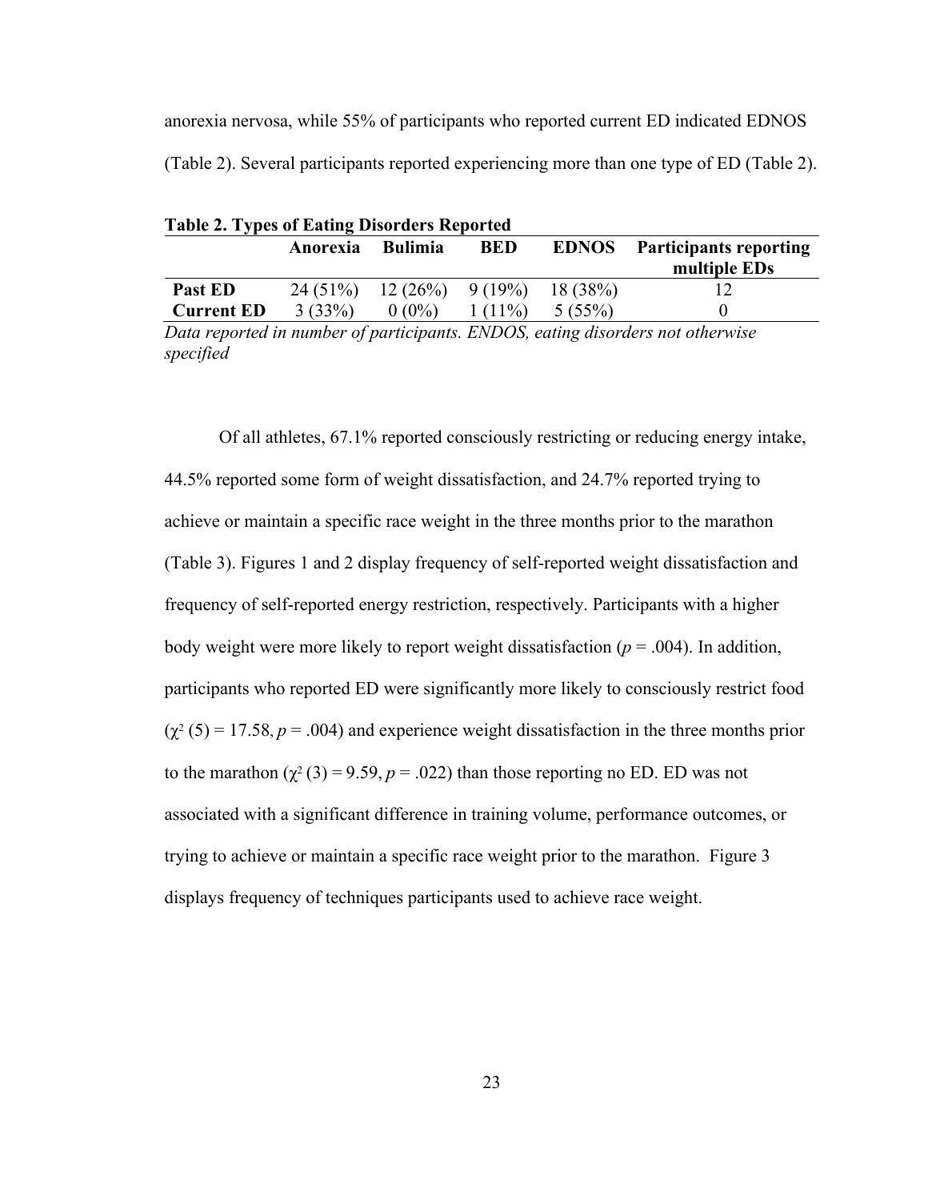anorexia nervosa, while 55% of participants who reported current ED indicated EDNOS (Table 2). Several participants reported experiencing more than one type of ED (Table 2).

**Table 2. Types of Eating Disorders Reported**

| | Anorexia | Bulimia | BED | EDNOS | Participants reporting multiple EDs |
|---|---|---|---|---|---|
| **Past ED** | 24 (51%) | 12 (26%) | 9 (19%) | 18 (38%) | 12 |
| **Current ED** | 3 (33%) | 0 (0%) | 1 (11%) | 5 (55%) | 0 |

*Data reported in number of participants. ENDOS, eating disorders not otherwise specified*

Of all athletes, 67.1% reported consciously restricting or reducing energy intake, 44.5% reported some form of weight dissatisfaction, and 24.7% reported trying to achieve or maintain a specific race weight in the three months prior to the marathon (Table 3). Figures 1 and 2 display frequency of self-reported weight dissatisfaction and frequency of self-reported energy restriction, respectively. Participants with a higher body weight were more likely to report weight dissatisfaction ($p = .004$). In addition, participants who reported ED were significantly more likely to consciously restrict food ($\chi^2$ (5) = 17.58, $p = .004$) and experience weight dissatisfaction in the three months prior to the marathon ($\chi^2$ (3) = 9.59, $p = .022$) than those reporting no ED. ED was not associated with a significant difference in training volume, performance outcomes, or trying to achieve or maintain a specific race weight prior to the marathon. Figure 3 displays frequency of techniques participants used to achieve race weight.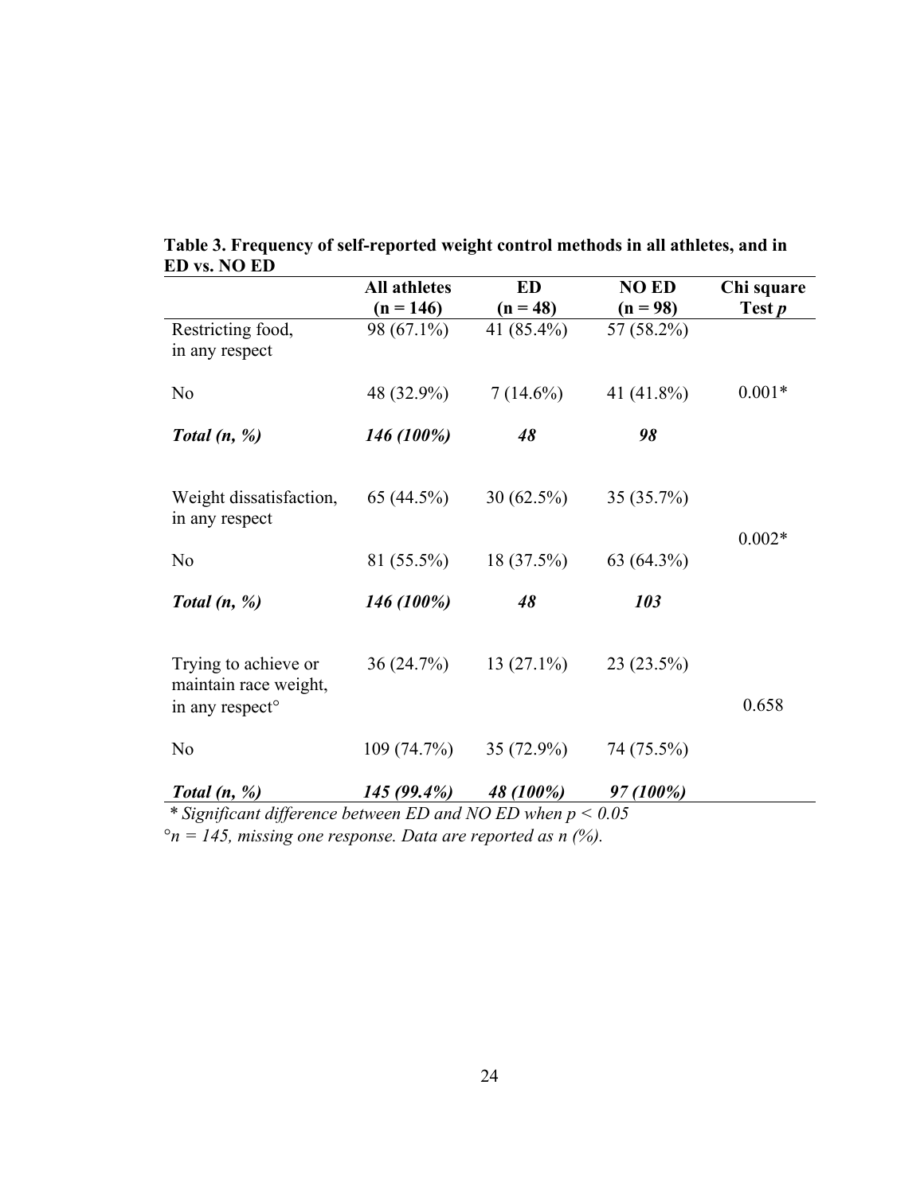**Table 3. Frequency of self-reported weight control methods in all athletes, and in ED vs. NO ED**

| | All athletes (n = 146) | ED (n = 48) | NO ED (n = 98) | Chi square Test *p* |
|---|---|---|---|---|
| Restricting food, in any respect | 98 (67.1%) | 41 (85.4%) | 57 (58.2%) | |
| No | 48 (32.9%) | 7 (14.6%) | 41 (41.8%) | 0.001* |
| ***Total (n, %)*** | ***146 (100%)*** | ***48*** | ***98*** | |
| Weight dissatisfaction, in any respect | 65 (44.5%) | 30 (62.5%) | 35 (35.7%) | 0.002* |
| No | 81 (55.5%) | 18 (37.5%) | 63 (64.3%) | |
| ***Total (n, %)*** | ***146 (100%)*** | ***48*** | ***103*** | |
| Trying to achieve or maintain race weight, in any respect° | 36 (24.7%) | 13 (27.1%) | 23 (23.5%) | 0.658 |
| No | 109 (74.7%) | 35 (72.9%) | 74 (75.5%) | |
| ***Total (n, %)*** | ***145 (99.4%)*** | ***48 (100%)*** | ***97 (100%)*** | |

*\* Significant difference between ED and NO ED when $p < 0.05$*

*°n = 145, missing one response. Data are reported as n (%).*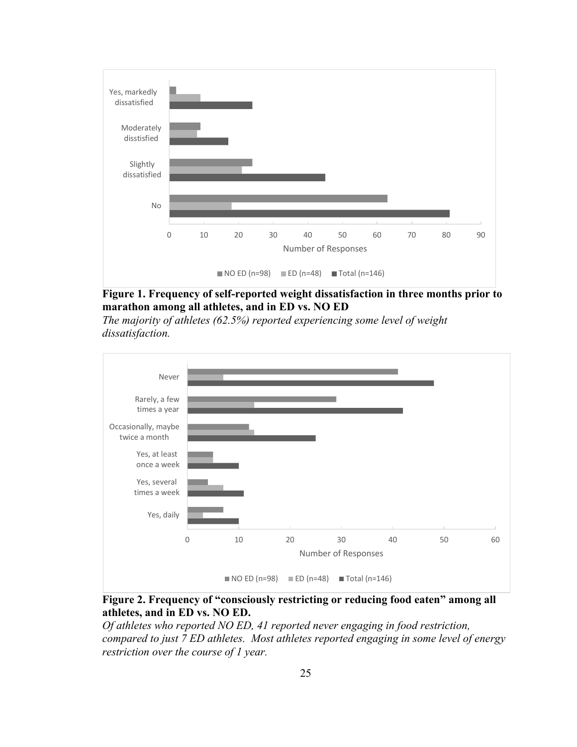**Figure 1. Frequency of self-reported weight dissatisfaction in three months prior to marathon among all athletes, and in ED vs. NO ED**

*The majority of athletes (62.5%) reported experiencing some level of weight dissatisfaction.*

**Figure 2. Frequency of "consciously restricting or reducing food eaten" among all athletes, and in ED vs. NO ED.**

*Of athletes who reported NO ED, 41 reported never engaging in food restriction, compared to just 7 ED athletes. Most athletes reported engaging in some level of energy restriction over the course of 1 year.*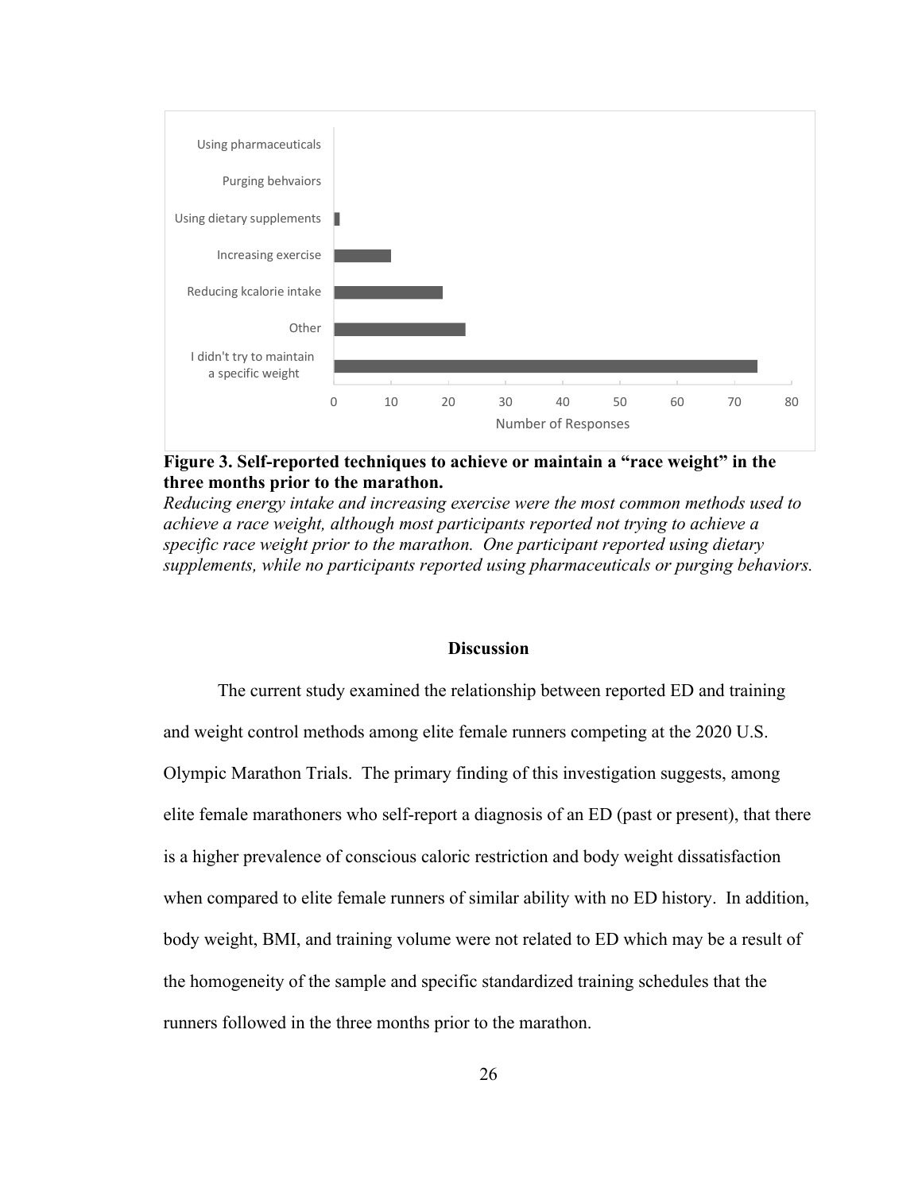**Figure 3. Self-reported techniques to achieve or maintain a "race weight" in the three months prior to the marathon.**

*Reducing energy intake and increasing exercise were the most common methods used to achieve a race weight, although most participants reported not trying to achieve a specific race weight prior to the marathon. One participant reported using dietary supplements, while no participants reported using pharmaceuticals or purging behaviors.*

## Discussion

The current study examined the relationship between reported ED and training and weight control methods among elite female runners competing at the 2020 U.S. Olympic Marathon Trials. The primary finding of this investigation suggests, among elite female marathoners who self-report a diagnosis of an ED (past or present), that there is a higher prevalence of conscious caloric restriction and body weight dissatisfaction when compared to elite female runners of similar ability with no ED history. In addition, body weight, BMI, and training volume were not related to ED which may be a result of the homogeneity of the sample and specific standardized training schedules that the runners followed in the three months prior to the marathon.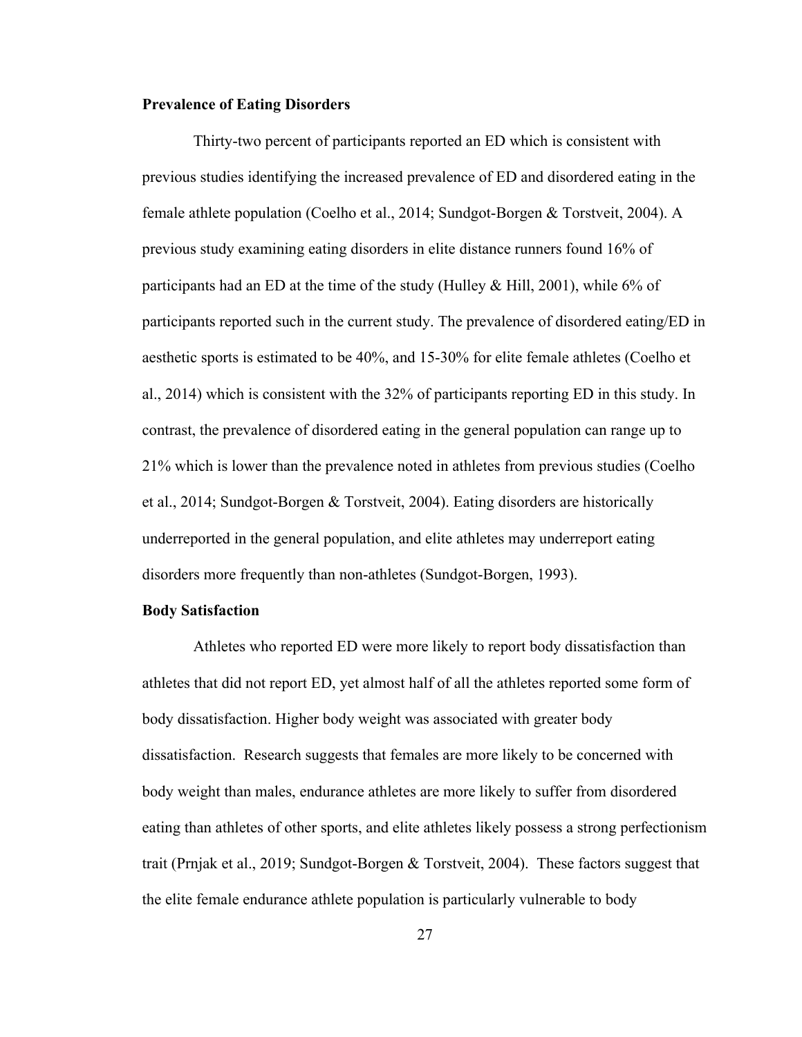**Prevalence of Eating Disorders**

Thirty-two percent of participants reported an ED which is consistent with previous studies identifying the increased prevalence of ED and disordered eating in the female athlete population (Coelho et al., 2014; Sundgot-Borgen & Torstveit, 2004). A previous study examining eating disorders in elite distance runners found 16% of participants had an ED at the time of the study (Hulley & Hill, 2001), while 6% of participants reported such in the current study. The prevalence of disordered eating/ED in aesthetic sports is estimated to be 40%, and 15-30% for elite female athletes (Coelho et al., 2014) which is consistent with the 32% of participants reporting ED in this study. In contrast, the prevalence of disordered eating in the general population can range up to 21% which is lower than the prevalence noted in athletes from previous studies (Coelho et al., 2014; Sundgot-Borgen & Torstveit, 2004). Eating disorders are historically underreported in the general population, and elite athletes may underreport eating disorders more frequently than non-athletes (Sundgot-Borgen, 1993).

**Body Satisfaction**

Athletes who reported ED were more likely to report body dissatisfaction than athletes that did not report ED, yet almost half of all the athletes reported some form of body dissatisfaction. Higher body weight was associated with greater body dissatisfaction. Research suggests that females are more likely to be concerned with body weight than males, endurance athletes are more likely to suffer from disordered eating than athletes of other sports, and elite athletes likely possess a strong perfectionism trait (Prnjak et al., 2019; Sundgot-Borgen & Torstveit, 2004). These factors suggest that the elite female endurance athlete population is particularly vulnerable to body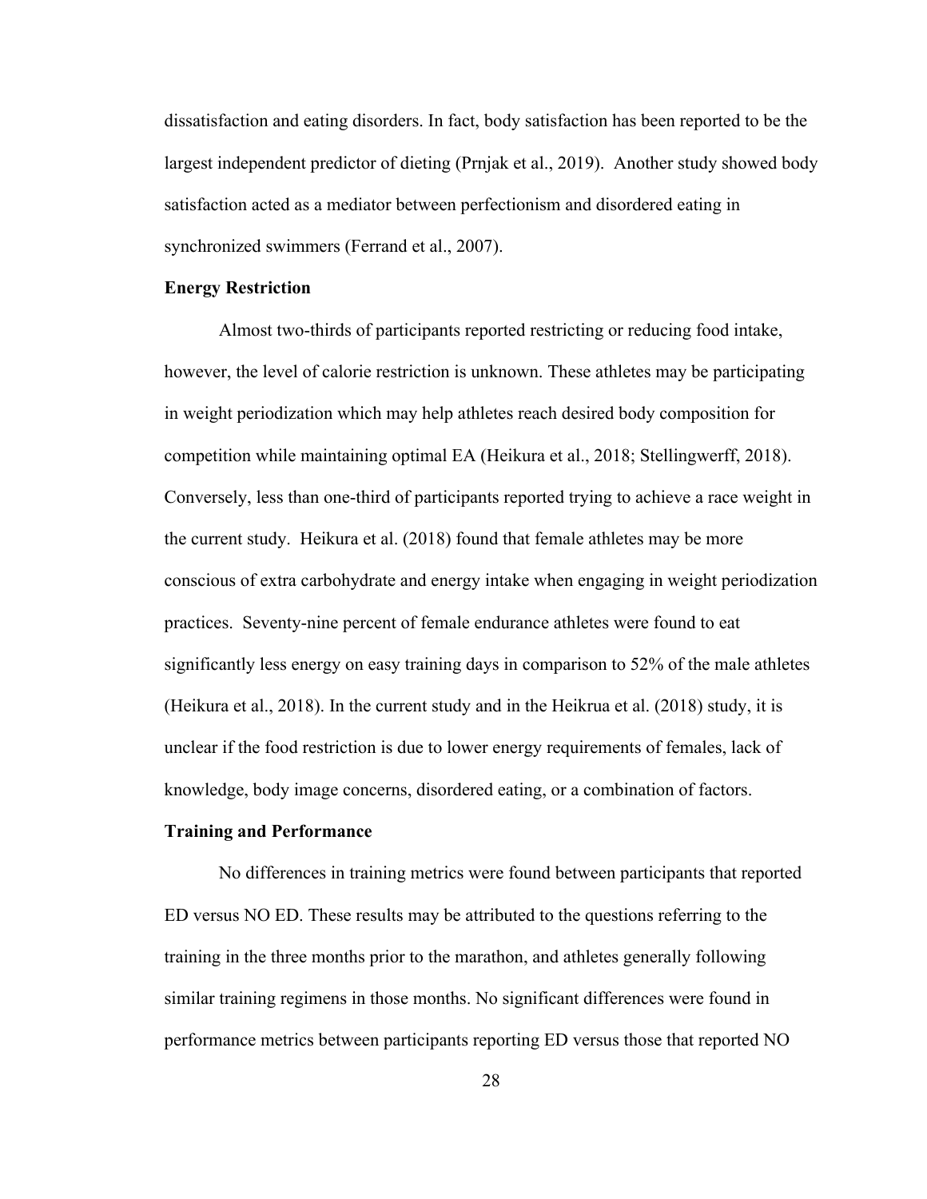dissatisfaction and eating disorders. In fact, body satisfaction has been reported to be the largest independent predictor of dieting (Prnjak et al., 2019). Another study showed body satisfaction acted as a mediator between perfectionism and disordered eating in synchronized swimmers (Ferrand et al., 2007).

**Energy Restriction**

Almost two-thirds of participants reported restricting or reducing food intake, however, the level of calorie restriction is unknown. These athletes may be participating in weight periodization which may help athletes reach desired body composition for competition while maintaining optimal EA (Heikura et al., 2018; Stellingwerff, 2018). Conversely, less than one-third of participants reported trying to achieve a race weight in the current study. Heikura et al. (2018) found that female athletes may be more conscious of extra carbohydrate and energy intake when engaging in weight periodization practices. Seventy-nine percent of female endurance athletes were found to eat significantly less energy on easy training days in comparison to 52% of the male athletes (Heikura et al., 2018). In the current study and in the Heikrua et al. (2018) study, it is unclear if the food restriction is due to lower energy requirements of females, lack of knowledge, body image concerns, disordered eating, or a combination of factors.

**Training and Performance**

No differences in training metrics were found between participants that reported ED versus NO ED. These results may be attributed to the questions referring to the training in the three months prior to the marathon, and athletes generally following similar training regimens in those months. No significant differences were found in performance metrics between participants reporting ED versus those that reported NO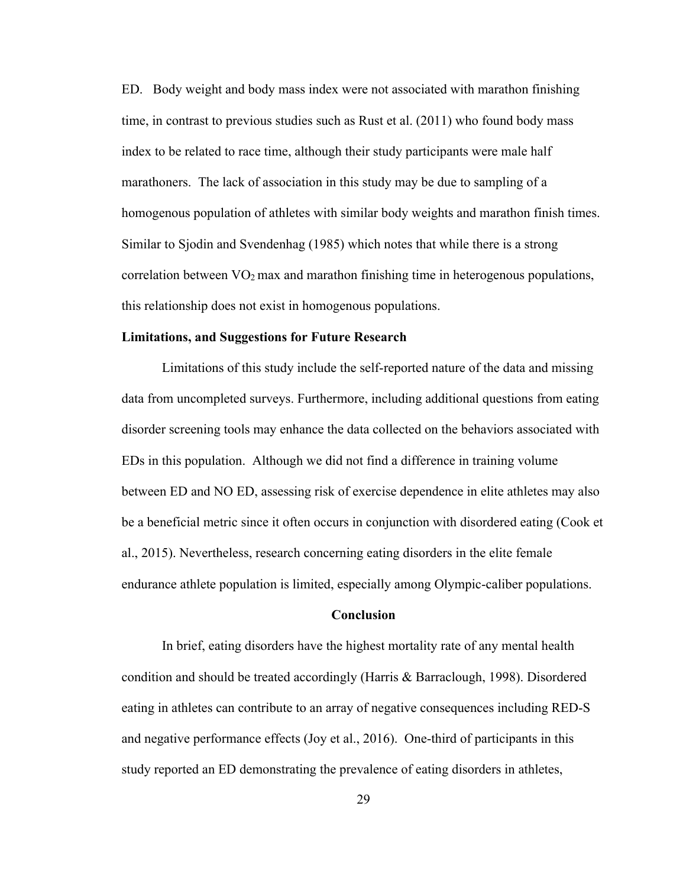ED. Body weight and body mass index were not associated with marathon finishing time, in contrast to previous studies such as Rust et al. (2011) who found body mass index to be related to race time, although their study participants were male half marathoners. The lack of association in this study may be due to sampling of a homogenous population of athletes with similar body weights and marathon finish times. Similar to Sjodin and Svendenhag (1985) which notes that while there is a strong correlation between $VO_2$ max and marathon finishing time in heterogenous populations, this relationship does not exist in homogenous populations.

**Limitations, and Suggestions for Future Research**

Limitations of this study include the self-reported nature of the data and missing data from uncompleted surveys. Furthermore, including additional questions from eating disorder screening tools may enhance the data collected on the behaviors associated with EDs in this population. Although we did not find a difference in training volume between ED and NO ED, assessing risk of exercise dependence in elite athletes may also be a beneficial metric since it often occurs in conjunction with disordered eating (Cook et al., 2015). Nevertheless, research concerning eating disorders in the elite female endurance athlete population is limited, especially among Olympic-caliber populations.

## Conclusion

In brief, eating disorders have the highest mortality rate of any mental health condition and should be treated accordingly (Harris & Barraclough, 1998). Disordered eating in athletes can contribute to an array of negative consequences including RED-S and negative performance effects (Joy et al., 2016). One-third of participants in this study reported an ED demonstrating the prevalence of eating disorders in athletes,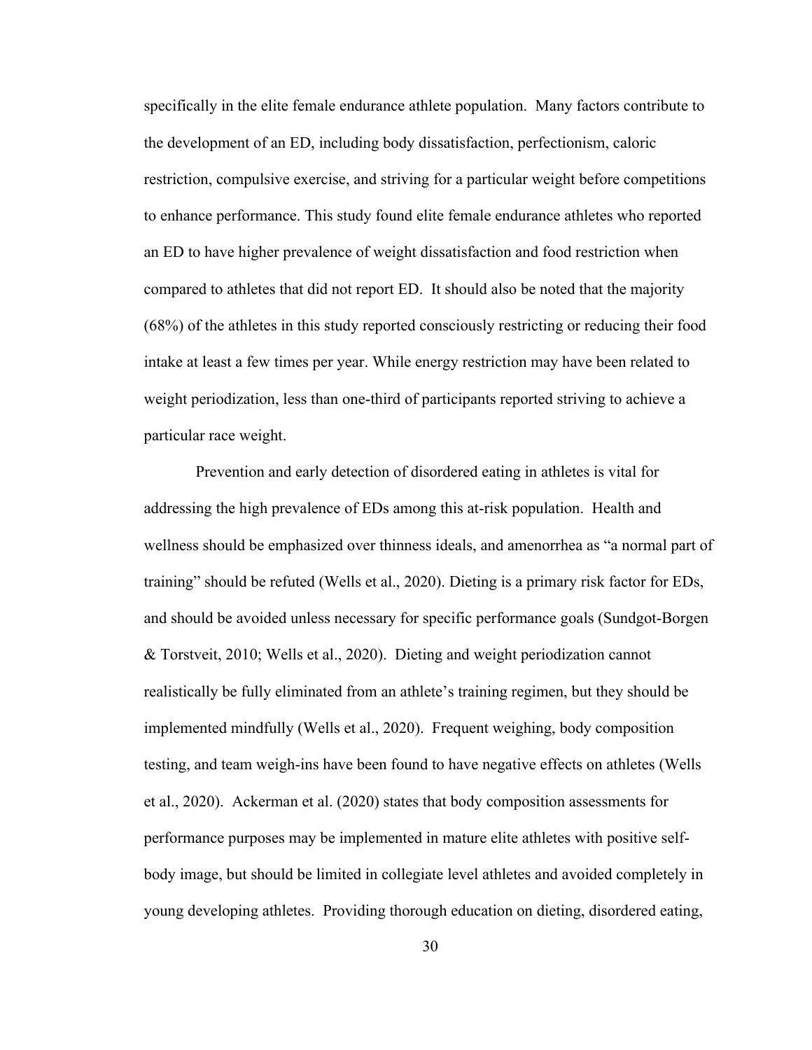specifically in the elite female endurance athlete population. Many factors contribute to the development of an ED, including body dissatisfaction, perfectionism, caloric restriction, compulsive exercise, and striving for a particular weight before competitions to enhance performance. This study found elite female endurance athletes who reported an ED to have higher prevalence of weight dissatisfaction and food restriction when compared to athletes that did not report ED. It should also be noted that the majority (68%) of the athletes in this study reported consciously restricting or reducing their food intake at least a few times per year. While energy restriction may have been related to weight periodization, less than one-third of participants reported striving to achieve a particular race weight.

Prevention and early detection of disordered eating in athletes is vital for addressing the high prevalence of EDs among this at-risk population. Health and wellness should be emphasized over thinness ideals, and amenorrhea as "a normal part of training" should be refuted (Wells et al., 2020). Dieting is a primary risk factor for EDs, and should be avoided unless necessary for specific performance goals (Sundgot-Borgen & Torstveit, 2010; Wells et al., 2020). Dieting and weight periodization cannot realistically be fully eliminated from an athlete's training regimen, but they should be implemented mindfully (Wells et al., 2020). Frequent weighing, body composition testing, and team weigh-ins have been found to have negative effects on athletes (Wells et al., 2020). Ackerman et al. (2020) states that body composition assessments for performance purposes may be implemented in mature elite athletes with positive self-body image, but should be limited in collegiate level athletes and avoided completely in young developing athletes. Providing thorough education on dieting, disordered eating,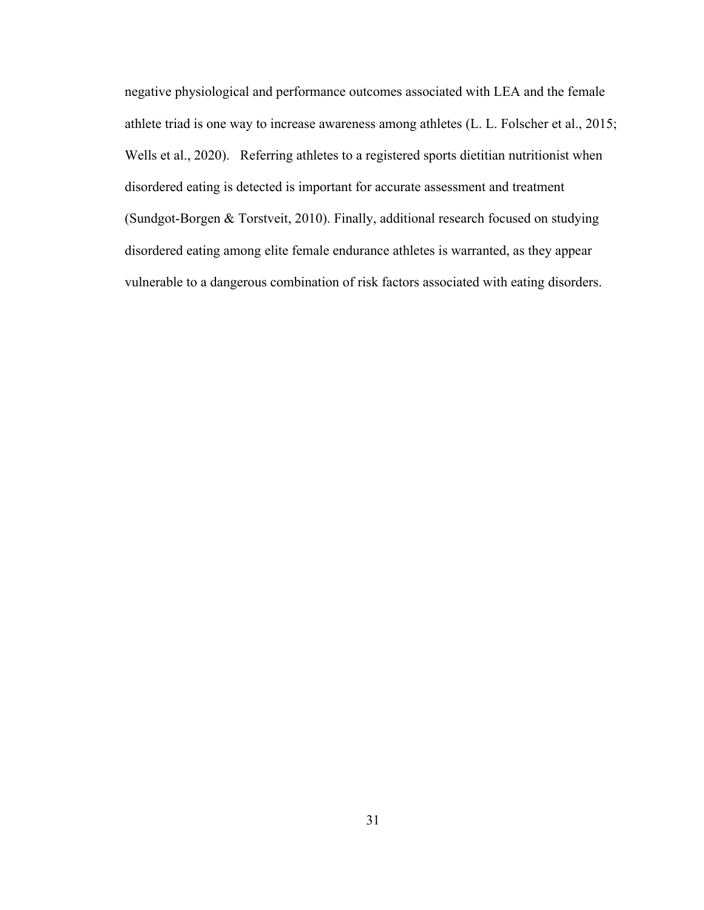negative physiological and performance outcomes associated with LEA and the female athlete triad is one way to increase awareness among athletes (L. L. Folscher et al., 2015; Wells et al., 2020). Referring athletes to a registered sports dietitian nutritionist when disordered eating is detected is important for accurate assessment and treatment (Sundgot-Borgen & Torstveit, 2010). Finally, additional research focused on studying disordered eating among elite female endurance athletes is warranted, as they appear vulnerable to a dangerous combination of risk factors associated with eating disorders.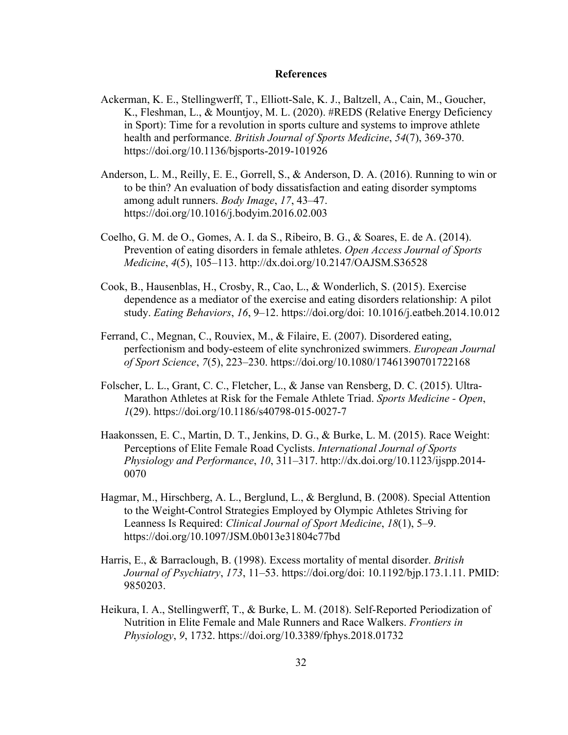## References

Ackerman, K. E., Stellingwerff, T., Elliott-Sale, K. J., Baltzell, A., Cain, M., Goucher, K., Fleshman, L., & Mountjoy, M. L. (2020). #REDS (Relative Energy Deficiency in Sport): Time for a revolution in sports culture and systems to improve athlete health and performance. *British Journal of Sports Medicine*, *54*(7), 369-370. https://doi.org/10.1136/bjsports-2019-101926

Anderson, L. M., Reilly, E. E., Gorrell, S., & Anderson, D. A. (2016). Running to win or to be thin? An evaluation of body dissatisfaction and eating disorder symptoms among adult runners. *Body Image*, *17*, 43–47. https://doi.org/10.1016/j.bodyim.2016.02.003

Coelho, G. M. de O., Gomes, A. I. da S., Ribeiro, B. G., & Soares, E. de A. (2014). Prevention of eating disorders in female athletes. *Open Access Journal of Sports Medicine*, *4*(5), 105–113. http://dx.doi.org/10.2147/OAJSM.S36528

Cook, B., Hausenblas, H., Crosby, R., Cao, L., & Wonderlich, S. (2015). Exercise dependence as a mediator of the exercise and eating disorders relationship: A pilot study. *Eating Behaviors*, *16*, 9–12. https://doi.org/doi: 10.1016/j.eatbeh.2014.10.012

Ferrand, C., Megnan, C., Rouviex, M., & Filaire, E. (2007). Disordered eating, perfectionism and body-esteem of elite synchronized swimmers. *European Journal of Sport Science*, *7*(5), 223–230. https://doi.org/10.1080/17461390701722168

Folscher, L. L., Grant, C. C., Fletcher, L., & Janse van Rensberg, D. C. (2015). Ultra-Marathon Athletes at Risk for the Female Athlete Triad. *Sports Medicine - Open*, *1*(29). https://doi.org/10.1186/s40798-015-0027-7

Haakonssen, E. C., Martin, D. T., Jenkins, D. G., & Burke, L. M. (2015). Race Weight: Perceptions of Elite Female Road Cyclists. *International Journal of Sports Physiology and Performance*, *10*, 311–317. http://dx.doi.org/10.1123/ijspp.2014-0070

Hagmar, M., Hirschberg, A. L., Berglund, L., & Berglund, B. (2008). Special Attention to the Weight-Control Strategies Employed by Olympic Athletes Striving for Leanness Is Required: *Clinical Journal of Sport Medicine*, *18*(1), 5–9. https://doi.org/10.1097/JSM.0b013e31804c77bd

Harris, E., & Barraclough, B. (1998). Excess mortality of mental disorder. *British Journal of Psychiatry*, *173*, 11–53. https://doi.org/doi: 10.1192/bjp.173.1.11. PMID: 9850203.

Heikura, I. A., Stellingwerff, T., & Burke, L. M. (2018). Self-Reported Periodization of Nutrition in Elite Female and Male Runners and Race Walkers. *Frontiers in Physiology*, *9*, 1732. https://doi.org/10.3389/fphys.2018.01732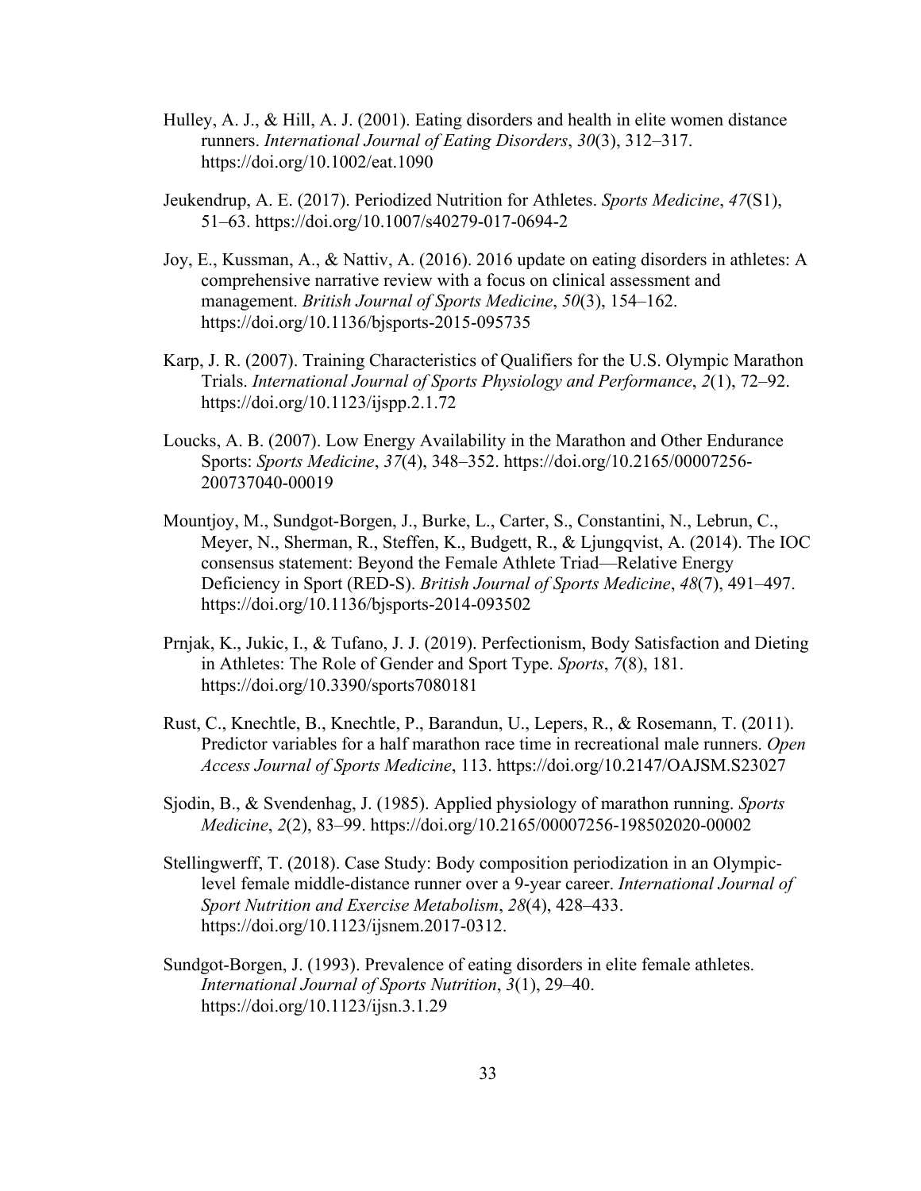Hulley, A. J., & Hill, A. J. (2001). Eating disorders and health in elite women distance runners. *International Journal of Eating Disorders*, *30*(3), 312–317. https://doi.org/10.1002/eat.1090

Jeukendrup, A. E. (2017). Periodized Nutrition for Athletes. *Sports Medicine*, *47*(S1), 51–63. https://doi.org/10.1007/s40279-017-0694-2

Joy, E., Kussman, A., & Nattiv, A. (2016). 2016 update on eating disorders in athletes: A comprehensive narrative review with a focus on clinical assessment and management. *British Journal of Sports Medicine*, *50*(3), 154–162. https://doi.org/10.1136/bjsports-2015-095735

Karp, J. R. (2007). Training Characteristics of Qualifiers for the U.S. Olympic Marathon Trials. *International Journal of Sports Physiology and Performance*, *2*(1), 72–92. https://doi.org/10.1123/ijspp.2.1.72

Loucks, A. B. (2007). Low Energy Availability in the Marathon and Other Endurance Sports: *Sports Medicine*, *37*(4), 348–352. https://doi.org/10.2165/00007256-200737040-00019

Mountjoy, M., Sundgot-Borgen, J., Burke, L., Carter, S., Constantini, N., Lebrun, C., Meyer, N., Sherman, R., Steffen, K., Budgett, R., & Ljungqvist, A. (2014). The IOC consensus statement: Beyond the Female Athlete Triad—Relative Energy Deficiency in Sport (RED-S). *British Journal of Sports Medicine*, *48*(7), 491–497. https://doi.org/10.1136/bjsports-2014-093502

Prnjak, K., Jukic, I., & Tufano, J. J. (2019). Perfectionism, Body Satisfaction and Dieting in Athletes: The Role of Gender and Sport Type. *Sports*, *7*(8), 181. https://doi.org/10.3390/sports7080181

Rust, C., Knechtle, B., Knechtle, P., Barandun, U., Lepers, R., & Rosemann, T. (2011). Predictor variables for a half marathon race time in recreational male runners. *Open Access Journal of Sports Medicine*, 113. https://doi.org/10.2147/OAJSM.S23027

Sjodin, B., & Svendenhag, J. (1985). Applied physiology of marathon running. *Sports Medicine*, *2*(2), 83–99. https://doi.org/10.2165/00007256-198502020-00002

Stellingwerff, T. (2018). Case Study: Body composition periodization in an Olympic-level female middle-distance runner over a 9-year career. *International Journal of Sport Nutrition and Exercise Metabolism*, *28*(4), 428–433. https://doi.org/10.1123/ijsnem.2017-0312.

Sundgot-Borgen, J. (1993). Prevalence of eating disorders in elite female athletes. *International Journal of Sports Nutrition*, *3*(1), 29–40. https://doi.org/10.1123/ijsn.3.1.29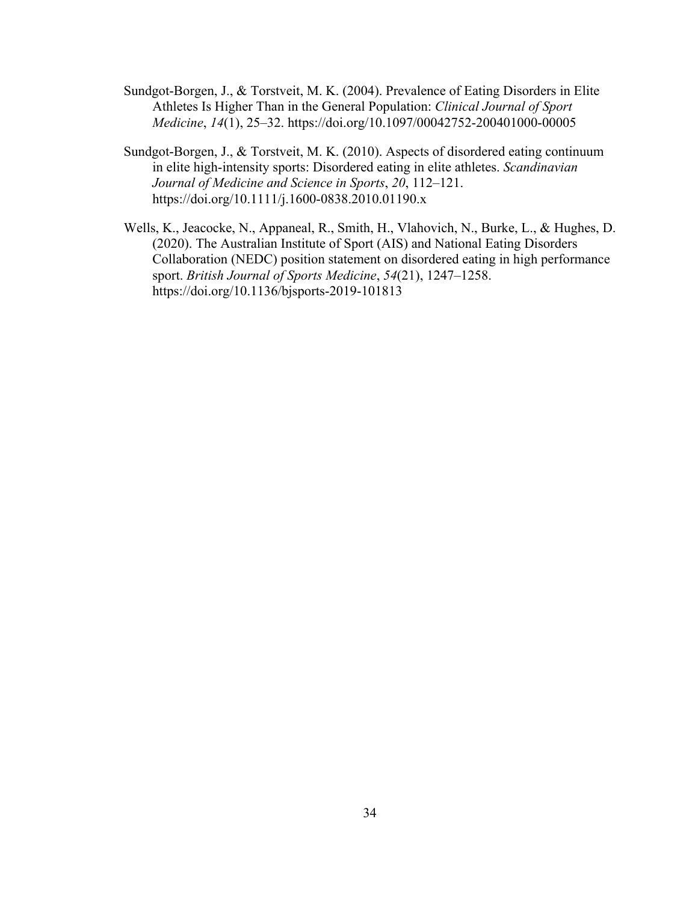Sundgot-Borgen, J., & Torstveit, M. K. (2004). Prevalence of Eating Disorders in Elite Athletes Is Higher Than in the General Population: *Clinical Journal of Sport Medicine*, *14*(1), 25–32. https://doi.org/10.1097/00042752-200401000-00005

Sundgot-Borgen, J., & Torstveit, M. K. (2010). Aspects of disordered eating continuum in elite high-intensity sports: Disordered eating in elite athletes. *Scandinavian Journal of Medicine and Science in Sports*, *20*, 112–121. https://doi.org/10.1111/j.1600-0838.2010.01190.x

Wells, K., Jeacocke, N., Appaneal, R., Smith, H., Vlahovich, N., Burke, L., & Hughes, D. (2020). The Australian Institute of Sport (AIS) and National Eating Disorders Collaboration (NEDC) position statement on disordered eating in high performance sport. *British Journal of Sports Medicine*, *54*(21), 1247–1258. https://doi.org/10.1136/bjsports-2019-101813